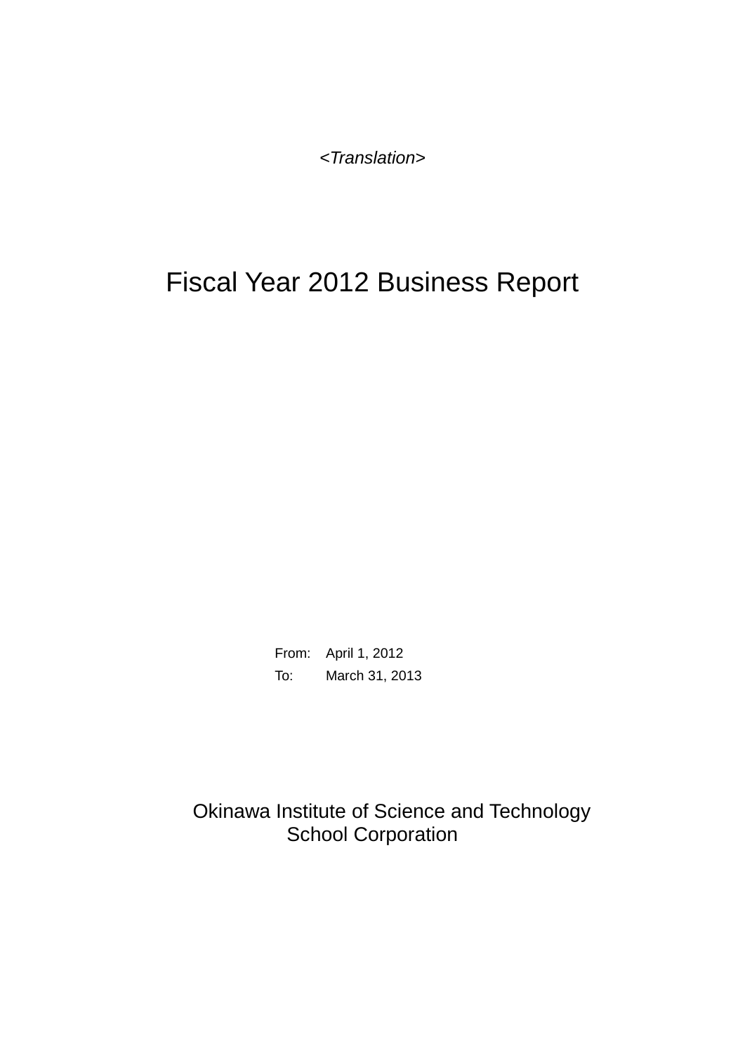*<Translation>*

# Fiscal Year 2012 Business Report

From: April 1, 2012
To: March 31, 2013

Okinawa Institute of Science and Technology School Corporation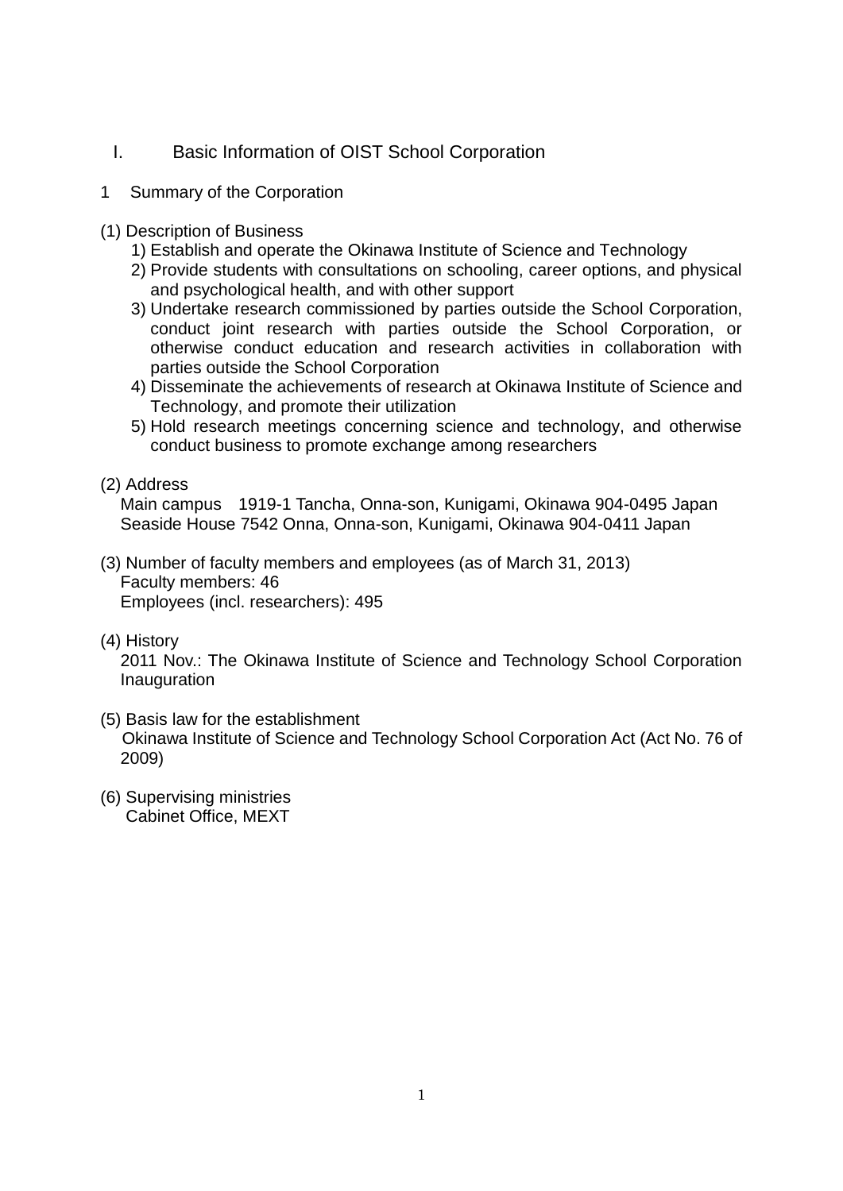# I. Basic Information of OIST School Corporation

## 1 Summary of the Corporation

(1) Description of Business

1) Establish and operate the Okinawa Institute of Science and Technology
2) Provide students with consultations on schooling, career options, and physical and psychological health, and with other support
3) Undertake research commissioned by parties outside the School Corporation, conduct joint research with parties outside the School Corporation, or otherwise conduct education and research activities in collaboration with parties outside the School Corporation
4) Disseminate the achievements of research at Okinawa Institute of Science and Technology, and promote their utilization
5) Hold research meetings concerning science and technology, and otherwise conduct business to promote exchange among researchers

(2) Address

Main campus 1919-1 Tancha, Onna-son, Kunigami, Okinawa 904-0495 Japan
Seaside House 7542 Onna, Onna-son, Kunigami, Okinawa 904-0411 Japan

(3) Number of faculty members and employees (as of March 31, 2013)

Faculty members: 46
Employees (incl. researchers): 495

(4) History

2011 Nov.: The Okinawa Institute of Science and Technology School Corporation Inauguration

(5) Basis law for the establishment

Okinawa Institute of Science and Technology School Corporation Act (Act No. 76 of 2009)

(6) Supervising ministries

Cabinet Office, MEXT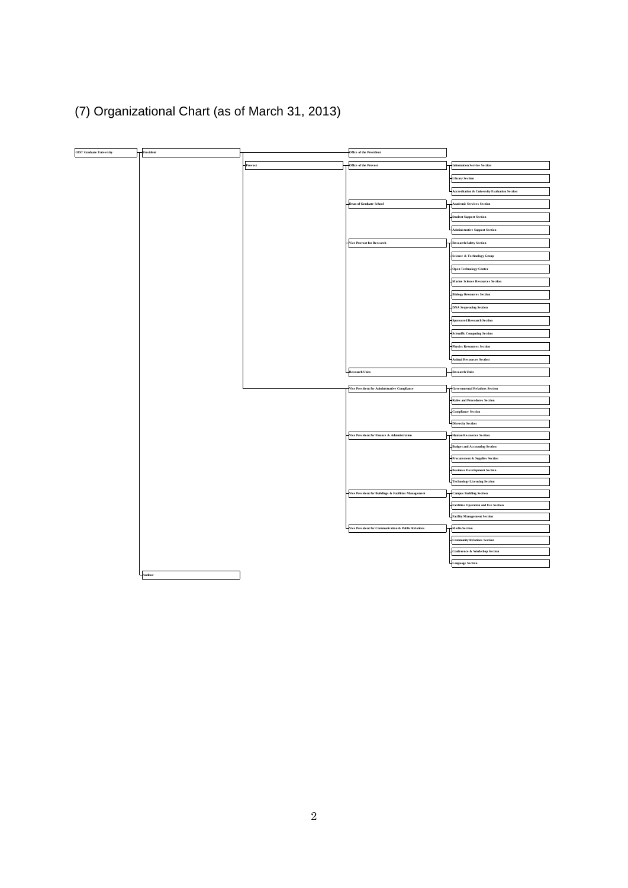# (7) Organizational Chart (as of March 31, 2013)

- OIST Graduate University
  - President
    - Office of the President
    - Provost
      - Office of the Provost
        - Information Service Section
        - Library Section
        - Accreditation & University Evaluation Section
      - Dean of Graduate School
        - Academic Services Section
        - Student Support Section
        - Administrative Support Section
      - Vice Provost for Research
        - Research Safety Section
        - Science & Technology Group
        - Open Technology Center
        - Marine Science Resources Section
        - Biology Resources Section
        - DNA Sequencing Section
        - Sponsored Research Section
        - Scientific Computing Section
        - Physics Resources Section
        - Animal Resources Section
      - Research Units
        - Research Units
    - Vice President for Administrative Compliance
      - Governmental Relations Section
      - Rules and Procedures Section
      - Compliance Section
      - Diversity Section
    - Vice President for Finance & Administration
      - Human Resources Section
      - Budget and Accounting Section
      - Procurement & Supplies Section
      - Business Development Section
      - Technology Licensing Section
    - Vice President for Buildings & Facilities Management
      - Campus Building Section
      - Facilities Operation and Use Section
      - Facility Management Section
    - Vice President for Communication & Public Relations
      - Media Section
      - Community Relations Section
      - Conference & Workshop Section
      - Language Section
  - Auditor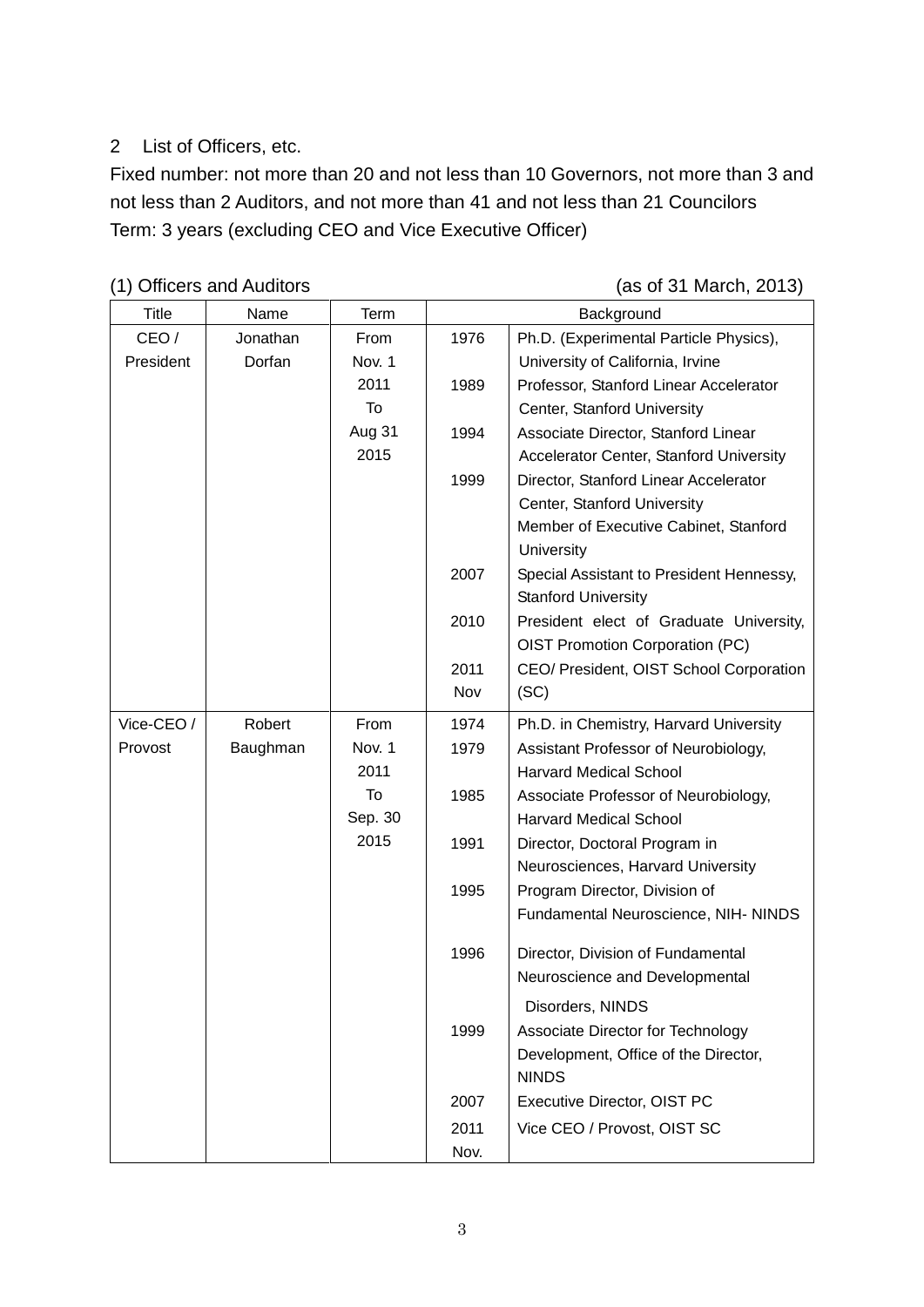2 List of Officers, etc.

Fixed number: not more than 20 and not less than 10 Governors, not more than 3 and not less than 2 Auditors, and not more than 41 and not less than 21 Councilors

Term: 3 years (excluding CEO and Vice Executive Officer)

(1) Officers and Auditors (as of 31 March, 2013)

| Title | Name | Term | Background | |
|---|---|---|---|---|
| CEO / President | Jonathan Dorfan | From Nov. 1 2011 To Aug 31 2015 | 1976 | Ph.D. (Experimental Particle Physics), University of California, Irvine |
| | | | 1989 | Professor, Stanford Linear Accelerator Center, Stanford University |
| | | | 1994 | Associate Director, Stanford Linear Accelerator Center, Stanford University |
| | | | 1999 | Director, Stanford Linear Accelerator Center, Stanford University<br>Member of Executive Cabinet, Stanford University |
| | | | 2007 | Special Assistant to President Hennessy, Stanford University |
| | | | 2010 | President elect of Graduate University, OIST Promotion Corporation (PC) |
| | | | 2011 Nov | CEO/ President, OIST School Corporation (SC) |
| Vice-CEO / Provost | Robert Baughman | From Nov. 1 2011 To Sep. 30 2015 | 1974 | Ph.D. in Chemistry, Harvard University |
| | | | 1979 | Assistant Professor of Neurobiology, Harvard Medical School |
| | | | 1985 | Associate Professor of Neurobiology, Harvard Medical School |
| | | | 1991 | Director, Doctoral Program in Neurosciences, Harvard University |
| | | | 1995 | Program Director, Division of Fundamental Neuroscience, NIH- NINDS |
| | | | 1996 | Director, Division of Fundamental Neuroscience and Developmental Disorders, NINDS |
| | | | 1999 | Associate Director for Technology Development, Office of the Director, NINDS |
| | | | 2007 | Executive Director, OIST PC |
| | | | 2011 Nov. | Vice CEO / Provost, OIST SC |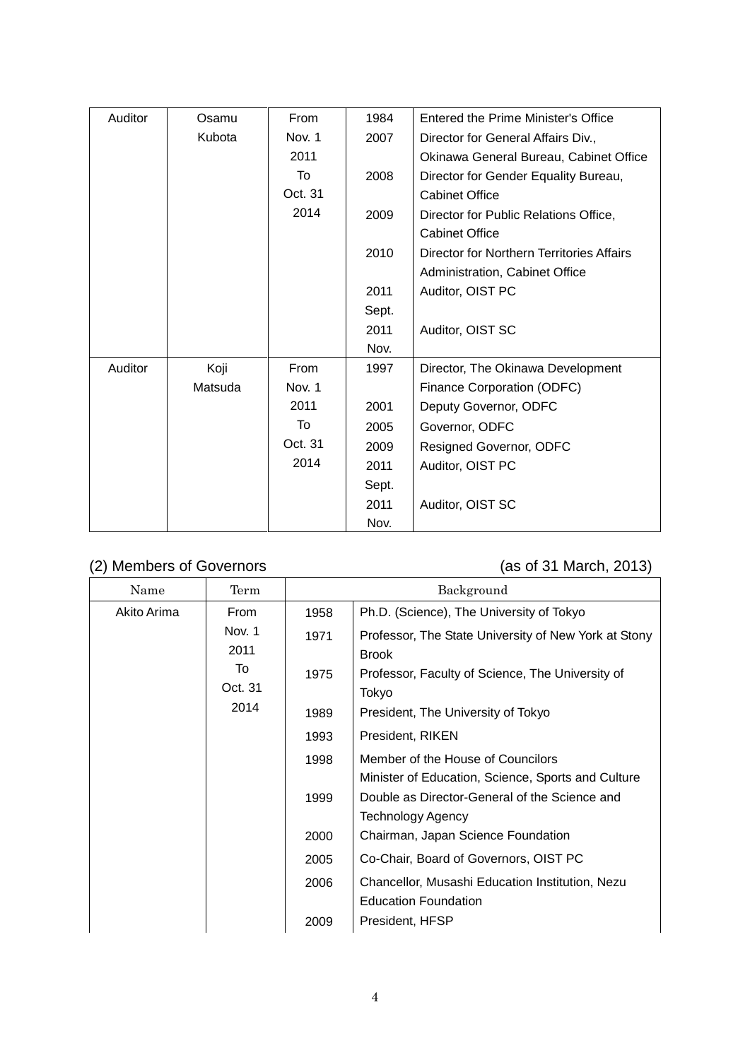| | | | | |
|---|---|---|---|---|
| Auditor | Osamu Kubota | From Nov. 1 2011 To Oct. 31 2014 | 1984 | Entered the Prime Minister's Office |
| | | | 2007 | Director for General Affairs Div., Okinawa General Bureau, Cabinet Office |
| | | | 2008 | Director for Gender Equality Bureau, Cabinet Office |
| | | | 2009 | Director for Public Relations Office, Cabinet Office |
| | | | 2010 | Director for Northern Territories Affairs Administration, Cabinet Office |
| | | | 2011 Sept. | Auditor, OIST PC |
| | | | 2011 Nov. | Auditor, OIST SC |
| Auditor | Koji Matsuda | From Nov. 1 2011 To Oct. 31 2014 | 1997 | Director, The Okinawa Development Finance Corporation (ODFC) |
| | | | 2001 | Deputy Governor, ODFC |
| | | | 2005 | Governor, ODFC |
| | | | 2009 | Resigned Governor, ODFC |
| | | | 2011 Sept. | Auditor, OIST PC |
| | | | 2011 Nov. | Auditor, OIST SC |

(2) Members of Governors (as of 31 March, 2013)

| Name | Term | Background | |
|---|---|---|---|
| Akito Arima | From Nov. 1 2011 To Oct. 31 2014 | 1958 | Ph.D. (Science), The University of Tokyo |
| | | 1971 | Professor, The State University of New York at Stony Brook |
| | | 1975 | Professor, Faculty of Science, The University of Tokyo |
| | | 1989 | President, The University of Tokyo |
| | | 1993 | President, RIKEN |
| | | 1998 | Member of the House of Councilors<br>Minister of Education, Science, Sports and Culture |
| | | 1999 | Double as Director-General of the Science and Technology Agency |
| | | 2000 | Chairman, Japan Science Foundation |
| | | 2005 | Co-Chair, Board of Governors, OIST PC |
| | | 2006 | Chancellor, Musashi Education Institution, Nezu Education Foundation |
| | | 2009 | President, HFSP |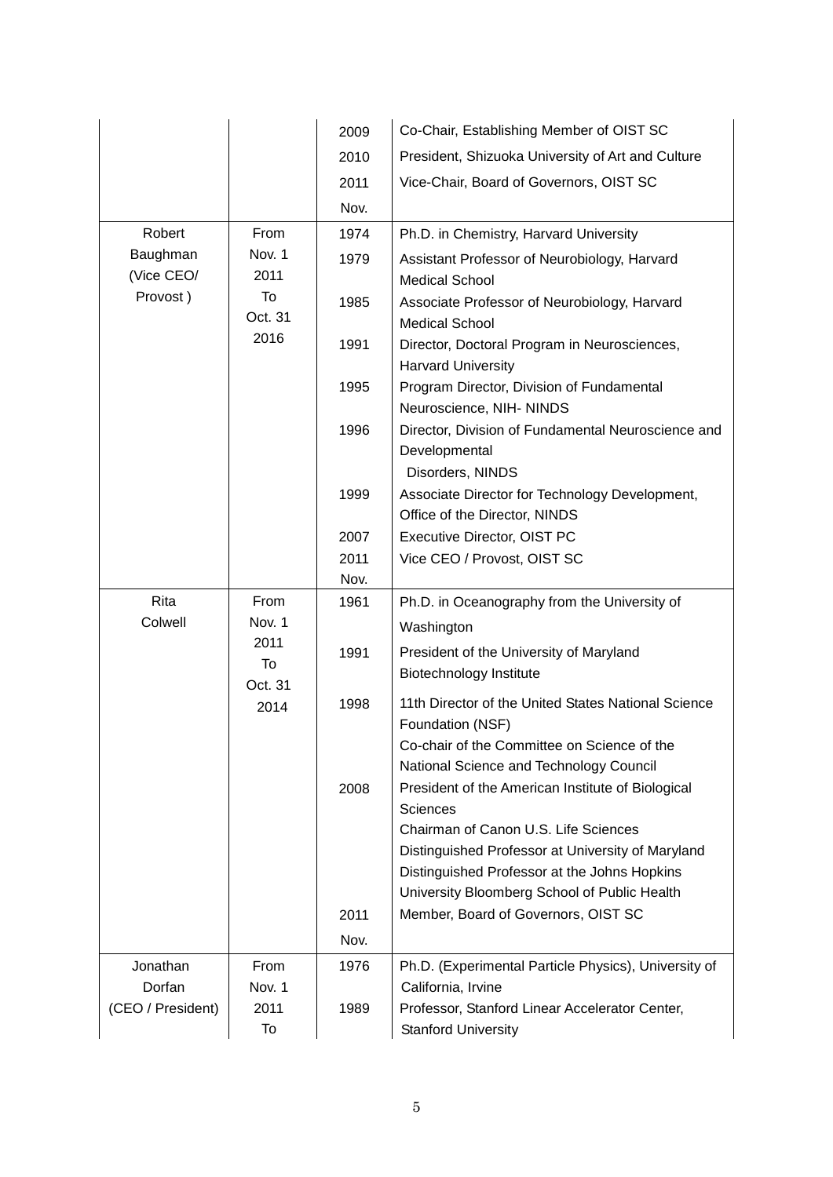| | | | |
|---|---|---|---|
| | | 2009 | Co-Chair, Establishing Member of OIST SC |
| | | 2010 | President, Shizuoka University of Art and Culture |
| | | 2011 Nov. | Vice-Chair, Board of Governors, OIST SC |
| Robert Baughman (Vice CEO/ Provost ) | From Nov. 1 2011 To Oct. 31 2016 | 1974 | Ph.D. in Chemistry, Harvard University |
| | | 1979 | Assistant Professor of Neurobiology, Harvard Medical School |
| | | 1985 | Associate Professor of Neurobiology, Harvard Medical School |
| | | 1991 | Director, Doctoral Program in Neurosciences, Harvard University |
| | | 1995 | Program Director, Division of Fundamental Neuroscience, NIH- NINDS |
| | | 1996 | Director, Division of Fundamental Neuroscience and Developmental Disorders, NINDS |
| | | 1999 | Associate Director for Technology Development, Office of the Director, NINDS |
| | | 2007 | Executive Director, OIST PC |
| | | 2011 Nov. | Vice CEO / Provost, OIST SC |
| Rita Colwell | From Nov. 1 2011 To Oct. 31 2014 | 1961 | Ph.D. in Oceanography from the University of Washington |
| | | 1991 | President of the University of Maryland Biotechnology Institute |
| | | 1998 | 11th Director of the United States National Science Foundation (NSF)<br>Co-chair of the Committee on Science of the National Science and Technology Council |
| | | 2008 | President of the American Institute of Biological Sciences<br>Chairman of Canon U.S. Life Sciences<br>Distinguished Professor at University of Maryland<br>Distinguished Professor at the Johns Hopkins University Bloomberg School of Public Health |
| | | 2011 Nov. | Member, Board of Governors, OIST SC |
| Jonathan Dorfan (CEO / President) | From Nov. 1 2011 To | 1976 | Ph.D. (Experimental Particle Physics), University of California, Irvine |
| | | 1989 | Professor, Stanford Linear Accelerator Center, Stanford University |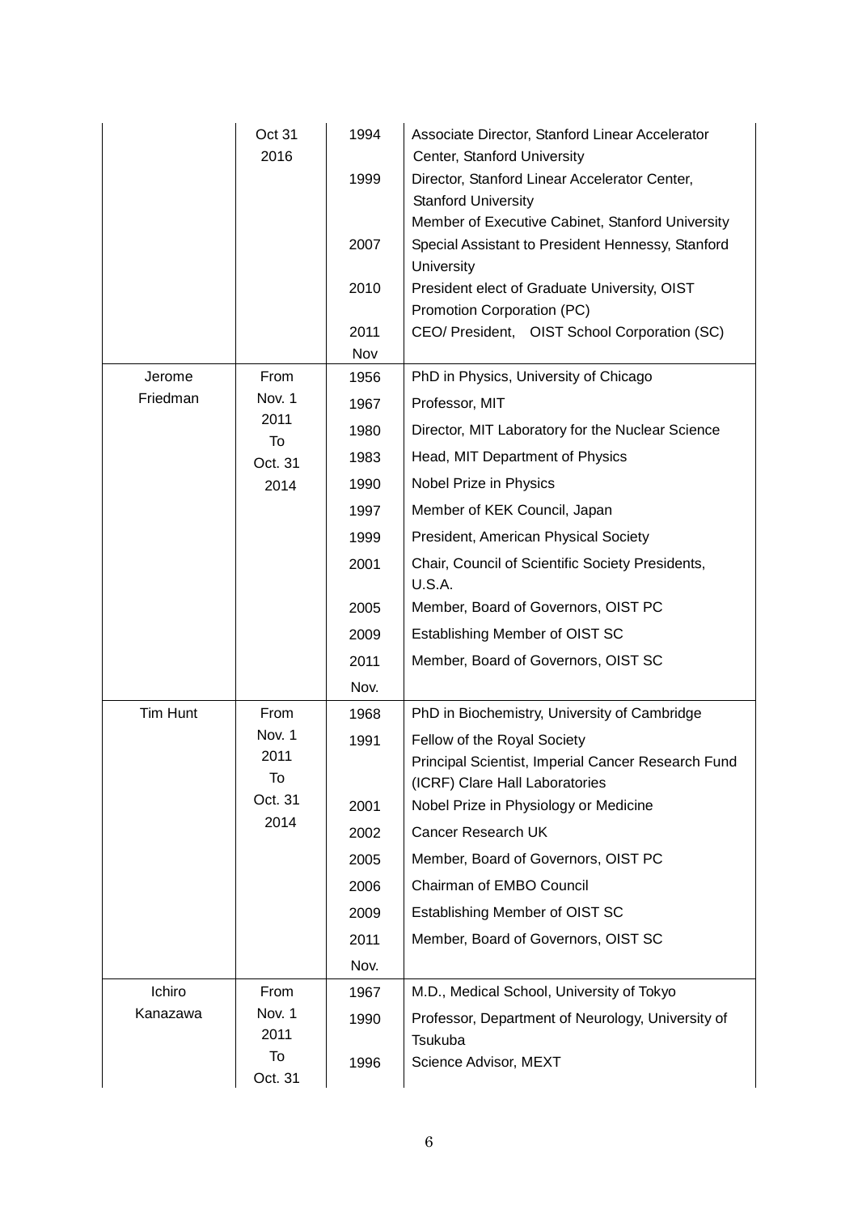| | | | |
|---|---|---|---|
| | Oct 31 2016 | 1994 | Associate Director, Stanford Linear Accelerator Center, Stanford University |
| | | 1999 | Director, Stanford Linear Accelerator Center, Stanford University<br>Member of Executive Cabinet, Stanford University |
| | | 2007 | Special Assistant to President Hennessy, Stanford University |
| | | 2010 | President elect of Graduate University, OIST Promotion Corporation (PC) |
| | | 2011 Nov | CEO/ President, OIST School Corporation (SC) |
| Jerome Friedman | From Nov. 1 2011 To Oct. 31 2014 | 1956 | PhD in Physics, University of Chicago |
| | | 1967 | Professor, MIT |
| | | 1980 | Director, MIT Laboratory for the Nuclear Science |
| | | 1983 | Head, MIT Department of Physics |
| | | 1990 | Nobel Prize in Physics |
| | | 1997 | Member of KEK Council, Japan |
| | | 1999 | President, American Physical Society |
| | | 2001 | Chair, Council of Scientific Society Presidents, U.S.A. |
| | | 2005 | Member, Board of Governors, OIST PC |
| | | 2009 | Establishing Member of OIST SC |
| | | 2011 Nov. | Member, Board of Governors, OIST SC |
| Tim Hunt | From Nov. 1 2011 To Oct. 31 2014 | 1968 | PhD in Biochemistry, University of Cambridge |
| | | 1991 | Fellow of the Royal Society<br>Principal Scientist, Imperial Cancer Research Fund (ICRF) Clare Hall Laboratories |
| | | 2001 | Nobel Prize in Physiology or Medicine |
| | | 2002 | Cancer Research UK |
| | | 2005 | Member, Board of Governors, OIST PC |
| | | 2006 | Chairman of EMBO Council |
| | | 2009 | Establishing Member of OIST SC |
| | | 2011 Nov. | Member, Board of Governors, OIST SC |
| Ichiro Kanazawa | From Nov. 1 2011 To Oct. 31 | 1967 | M.D., Medical School, University of Tokyo |
| | | 1990 | Professor, Department of Neurology, University of Tsukuba |
| | | 1996 | Science Advisor, MEXT |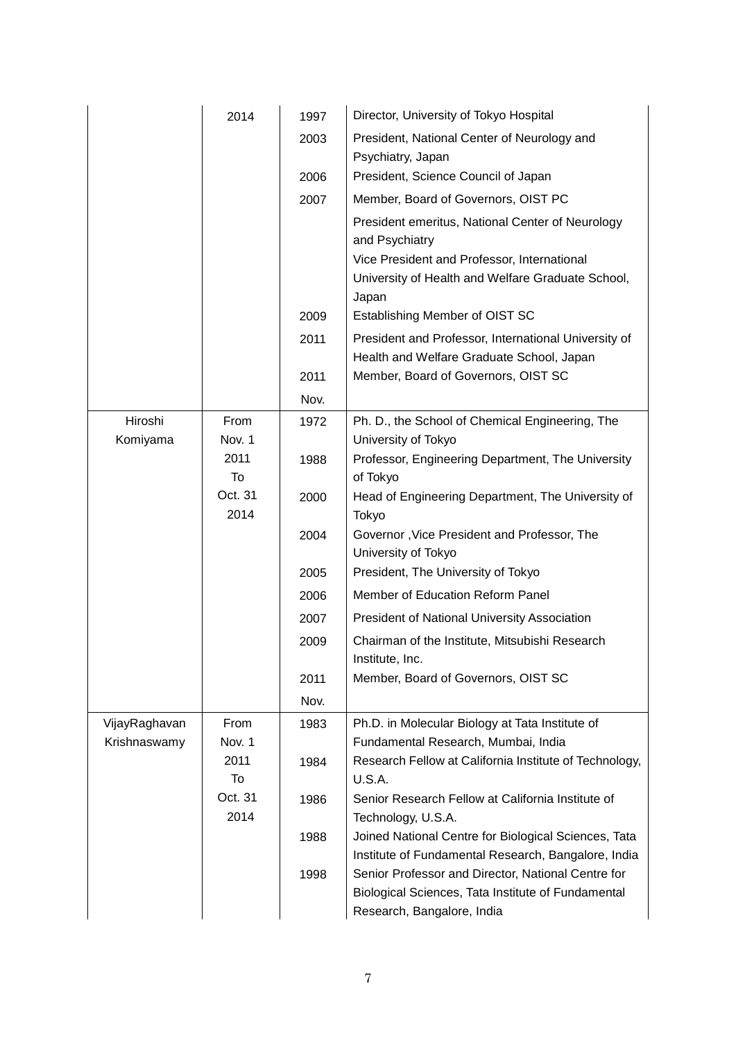| | | | |
|---|---|---|---|
| | 2014 | 1997 | Director, University of Tokyo Hospital |
| | | 2003 | President, National Center of Neurology and Psychiatry, Japan |
| | | 2006 | President, Science Council of Japan |
| | | 2007 | Member, Board of Governors, OIST PC |
| | | | President emeritus, National Center of Neurology and Psychiatry |
| | | | Vice President and Professor, International University of Health and Welfare Graduate School, Japan |
| | | 2009 | Establishing Member of OIST SC |
| | | 2011 | President and Professor, International University of Health and Welfare Graduate School, Japan |
| | | 2011 Nov. | Member, Board of Governors, OIST SC |
| Hiroshi Komiyama | From Nov. 1 2011 To Oct. 31 2014 | 1972 | Ph. D., the School of Chemical Engineering, The University of Tokyo |
| | | 1988 | Professor, Engineering Department, The University of Tokyo |
| | | 2000 | Head of Engineering Department, The University of Tokyo |
| | | 2004 | Governor ,Vice President and Professor, The University of Tokyo |
| | | 2005 | President, The University of Tokyo |
| | | 2006 | Member of Education Reform Panel |
| | | 2007 | President of National University Association |
| | | 2009 | Chairman of the Institute, Mitsubishi Research Institute, Inc. |
| | | 2011 Nov. | Member, Board of Governors, OIST SC |
| VijayRaghavan Krishnaswamy | From Nov. 1 2011 To Oct. 31 2014 | 1983 | Ph.D. in Molecular Biology at Tata Institute of Fundamental Research, Mumbai, India |
| | | 1984 | Research Fellow at California Institute of Technology, U.S.A. |
| | | 1986 | Senior Research Fellow at California Institute of Technology, U.S.A. |
| | | 1988 | Joined National Centre for Biological Sciences, Tata Institute of Fundamental Research, Bangalore, India |
| | | 1998 | Senior Professor and Director, National Centre for Biological Sciences, Tata Institute of Fundamental Research, Bangalore, India |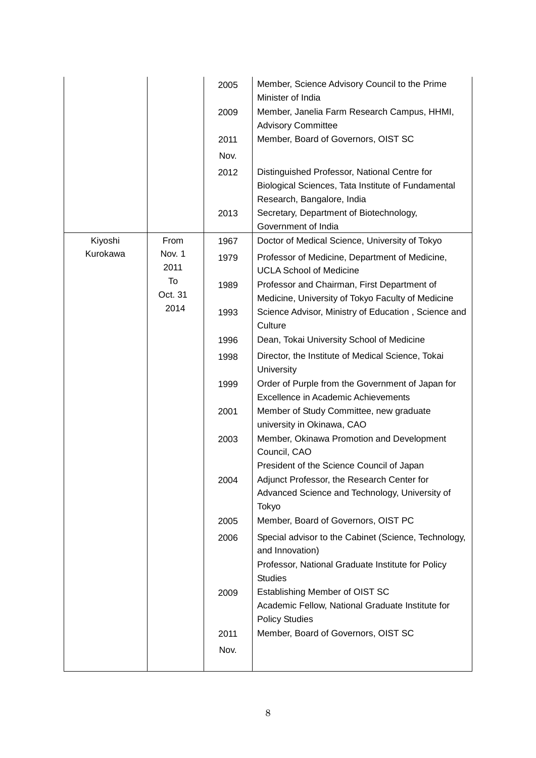| | | | |
|---|---|---|---|
| | | 2005 | Member, Science Advisory Council to the Prime Minister of India |
| | | 2009 | Member, Janelia Farm Research Campus, HHMI, Advisory Committee |
| | | 2011 Nov. | Member, Board of Governors, OIST SC |
| | | 2012 | Distinguished Professor, National Centre for Biological Sciences, Tata Institute of Fundamental Research, Bangalore, India |
| | | 2013 | Secretary, Department of Biotechnology, Government of India |
| Kiyoshi Kurokawa | From Nov. 1 2011 To Oct. 31 2014 | 1967 | Doctor of Medical Science, University of Tokyo |
| | | 1979 | Professor of Medicine, Department of Medicine, UCLA School of Medicine |
| | | 1989 | Professor and Chairman, First Department of Medicine, University of Tokyo Faculty of Medicine |
| | | 1993 | Science Advisor, Ministry of Education , Science and Culture |
| | | 1996 | Dean, Tokai University School of Medicine |
| | | 1998 | Director, the Institute of Medical Science, Tokai University |
| | | 1999 | Order of Purple from the Government of Japan for Excellence in Academic Achievements |
| | | 2001 | Member of Study Committee, new graduate university in Okinawa, CAO |
| | | 2003 | Member, Okinawa Promotion and Development Council, CAO<br>President of the Science Council of Japan |
| | | 2004 | Adjunct Professor, the Research Center for Advanced Science and Technology, University of Tokyo |
| | | 2005 | Member, Board of Governors, OIST PC |
| | | 2006 | Special advisor to the Cabinet (Science, Technology, and Innovation)<br>Professor, National Graduate Institute for Policy Studies |
| | | 2009 | Establishing Member of OIST SC<br>Academic Fellow, National Graduate Institute for Policy Studies |
| | | 2011 Nov. | Member, Board of Governors, OIST SC |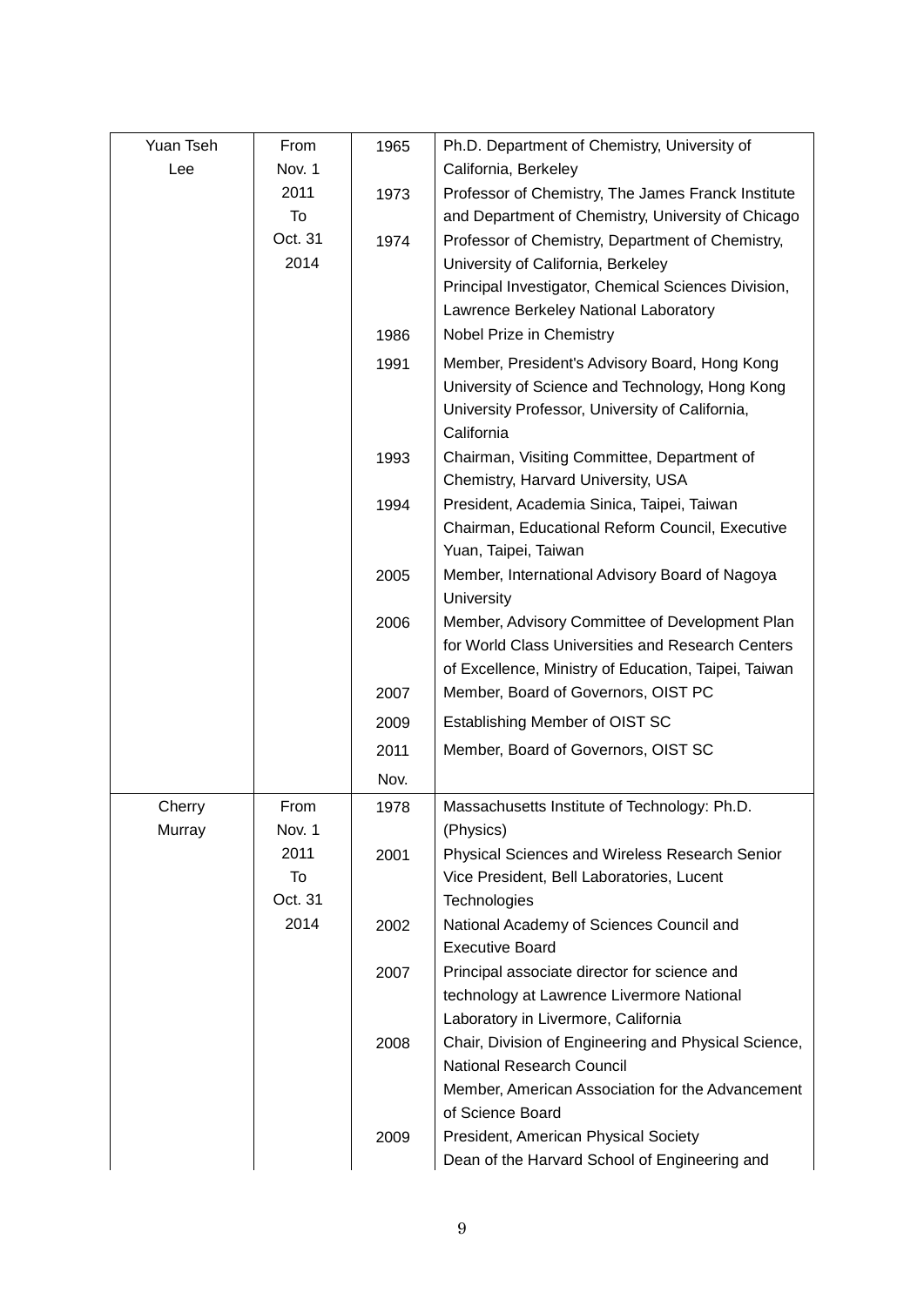| | | | |
|---|---|---|---|
| Yuan Tseh Lee | From Nov. 1 2011 To Oct. 31 2014 | 1965 | Ph.D. Department of Chemistry, University of California, Berkeley |
| | | 1973 | Professor of Chemistry, The James Franck Institute and Department of Chemistry, University of Chicago |
| | | 1974 | Professor of Chemistry, Department of Chemistry, University of California, Berkeley<br>Principal Investigator, Chemical Sciences Division, Lawrence Berkeley National Laboratory |
| | | 1986 | Nobel Prize in Chemistry |
| | | 1991 | Member, President's Advisory Board, Hong Kong University of Science and Technology, Hong Kong<br>University Professor, University of California, California |
| | | 1993 | Chairman, Visiting Committee, Department of Chemistry, Harvard University, USA |
| | | 1994 | President, Academia Sinica, Taipei, Taiwan<br>Chairman, Educational Reform Council, Executive Yuan, Taipei, Taiwan |
| | | 2005 | Member, International Advisory Board of Nagoya University |
| | | 2006 | Member, Advisory Committee of Development Plan for World Class Universities and Research Centers of Excellence, Ministry of Education, Taipei, Taiwan |
| | | 2007 | Member, Board of Governors, OIST PC |
| | | 2009 | Establishing Member of OIST SC |
| | | 2011 | Member, Board of Governors, OIST SC |
| | | Nov. | |
| Cherry Murray | From Nov. 1 2011 To Oct. 31 2014 | 1978 | Massachusetts Institute of Technology: Ph.D. (Physics) |
| | | 2001 | Physical Sciences and Wireless Research Senior Vice President, Bell Laboratories, Lucent Technologies |
| | | 2002 | National Academy of Sciences Council and Executive Board |
| | | 2007 | Principal associate director for science and technology at Lawrence Livermore National Laboratory in Livermore, California |
| | | 2008 | Chair, Division of Engineering and Physical Science, National Research Council<br>Member, American Association for the Advancement of Science Board |
| | | 2009 | President, American Physical Society<br>Dean of the Harvard School of Engineering and |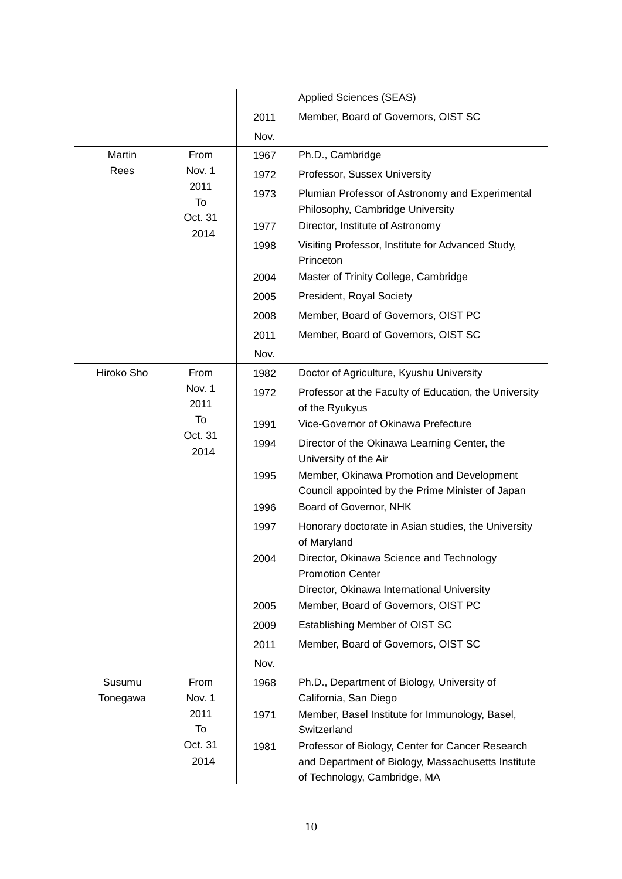| | | | Applied Sciences (SEAS) |
|---|---|---|---|
| | | 2011 Nov. | Member, Board of Governors, OIST SC |
| Martin Rees | From Nov. 1 2011 To Oct. 31 2014 | 1967 | Ph.D., Cambridge |
| | | 1972 | Professor, Sussex University |
| | | 1973 | Plumian Professor of Astronomy and Experimental Philosophy, Cambridge University |
| | | 1977 | Director, Institute of Astronomy |
| | | 1998 | Visiting Professor, Institute for Advanced Study, Princeton |
| | | 2004 | Master of Trinity College, Cambridge |
| | | 2005 | President, Royal Society |
| | | 2008 | Member, Board of Governors, OIST PC |
| | | 2011 Nov. | Member, Board of Governors, OIST SC |
| Hiroko Sho | From Nov. 1 2011 To Oct. 31 2014 | 1982 | Doctor of Agriculture, Kyushu University |
| | | 1972 | Professor at the Faculty of Education, the University of the Ryukyus |
| | | 1991 | Vice-Governor of Okinawa Prefecture |
| | | 1994 | Director of the Okinawa Learning Center, the University of the Air |
| | | 1995 | Member, Okinawa Promotion and Development Council appointed by the Prime Minister of Japan |
| | | 1996 | Board of Governor, NHK |
| | | 1997 | Honorary doctorate in Asian studies, the University of Maryland |
| | | 2004 | Director, Okinawa Science and Technology Promotion Center<br>Director, Okinawa International University |
| | | 2005 | Member, Board of Governors, OIST PC |
| | | 2009 | Establishing Member of OIST SC |
| | | 2011 Nov. | Member, Board of Governors, OIST SC |
| Susumu Tonegawa | From Nov. 1 2011 To Oct. 31 2014 | 1968 | Ph.D., Department of Biology, University of California, San Diego |
| | | 1971 | Member, Basel Institute for Immunology, Basel, Switzerland |
| | | 1981 | Professor of Biology, Center for Cancer Research and Department of Biology, Massachusetts Institute of Technology, Cambridge, MA |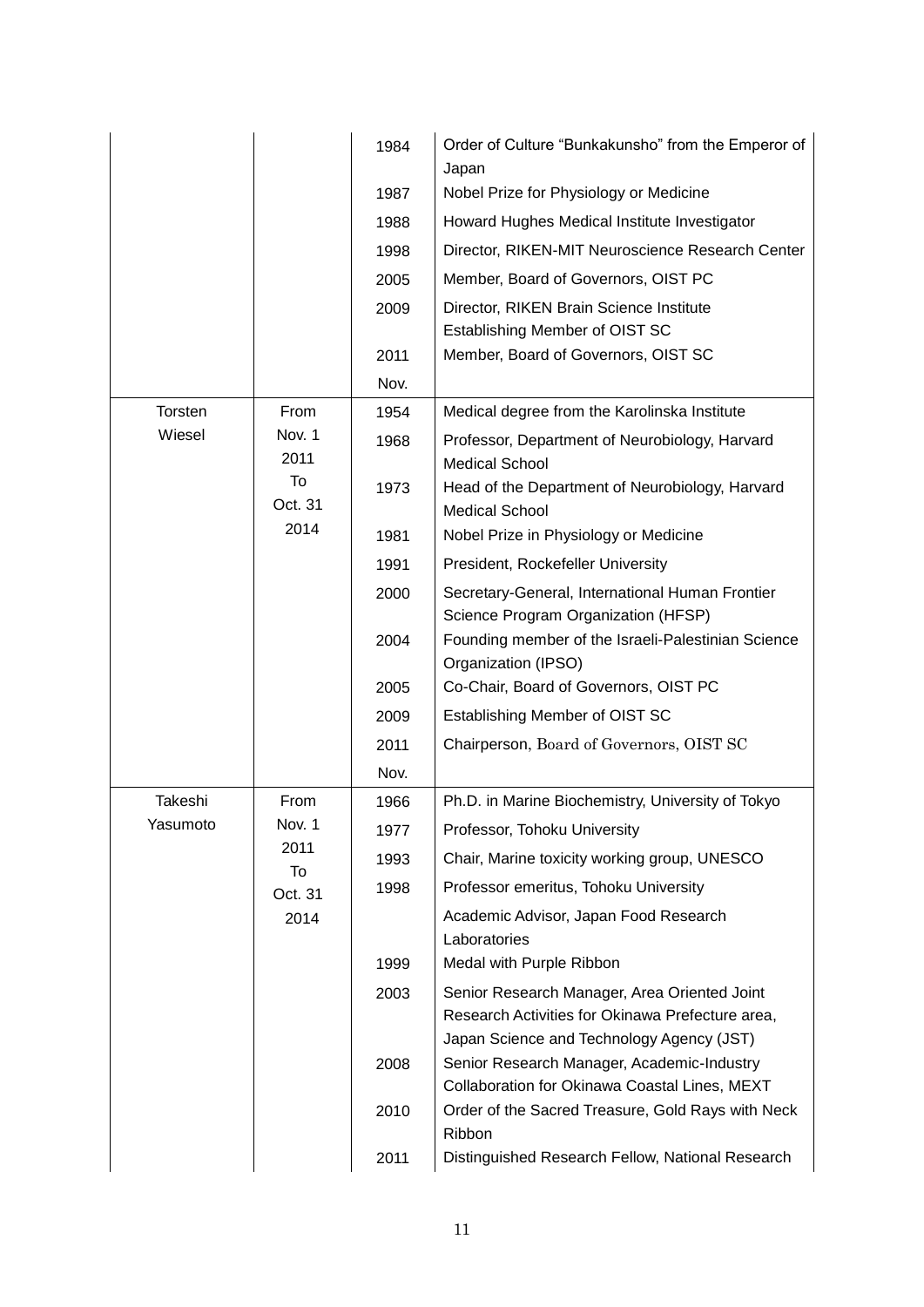| | | | |
|---|---|---|---|
| | | 1984 | Order of Culture "Bunkakunsho" from the Emperor of Japan |
| | | 1987 | Nobel Prize for Physiology or Medicine |
| | | 1988 | Howard Hughes Medical Institute Investigator |
| | | 1998 | Director, RIKEN-MIT Neuroscience Research Center |
| | | 2005 | Member, Board of Governors, OIST PC |
| | | 2009 | Director, RIKEN Brain Science Institute<br>Establishing Member of OIST SC |
| | | 2011 Nov. | Member, Board of Governors, OIST SC |
| Torsten Wiesel | From Nov. 1 2011 To Oct. 31 2014 | 1954 | Medical degree from the Karolinska Institute |
| | | 1968 | Professor, Department of Neurobiology, Harvard Medical School |
| | | 1973 | Head of the Department of Neurobiology, Harvard Medical School |
| | | 1981 | Nobel Prize in Physiology or Medicine |
| | | 1991 | President, Rockefeller University |
| | | 2000 | Secretary-General, International Human Frontier Science Program Organization (HFSP) |
| | | 2004 | Founding member of the Israeli-Palestinian Science Organization (IPSO) |
| | | 2005 | Co-Chair, Board of Governors, OIST PC |
| | | 2009 | Establishing Member of OIST SC |
| | | 2011 Nov. | Chairperson, Board of Governors, OIST SC |
| Takeshi Yasumoto | From Nov. 1 2011 To Oct. 31 2014 | 1966 | Ph.D. in Marine Biochemistry, University of Tokyo |
| | | 1977 | Professor, Tohoku University |
| | | 1993 | Chair, Marine toxicity working group, UNESCO |
| | | 1998 | Professor emeritus, Tohoku University |
| | | | Academic Advisor, Japan Food Research Laboratories |
| | | 1999 | Medal with Purple Ribbon |
| | | 2003 | Senior Research Manager, Area Oriented Joint Research Activities for Okinawa Prefecture area, Japan Science and Technology Agency (JST) |
| | | 2008 | Senior Research Manager, Academic-Industry Collaboration for Okinawa Coastal Lines, MEXT |
| | | 2010 | Order of the Sacred Treasure, Gold Rays with Neck Ribbon |
| | | 2011 | Distinguished Research Fellow, National Research |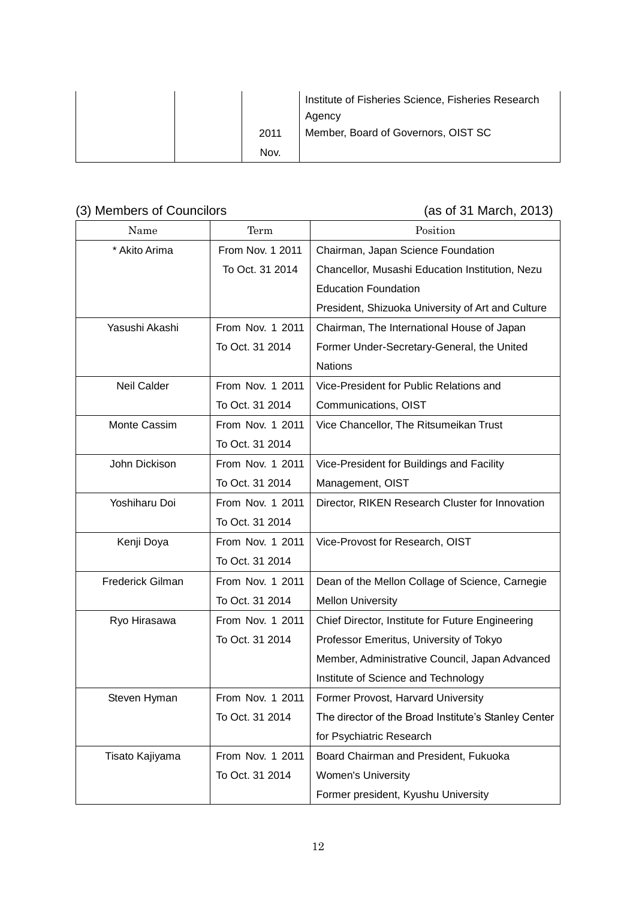| | | | Institute of Fisheries Science, Fisheries Research Agency |
|---|---|---|---|
| | | 2011 Nov. | Member, Board of Governors, OIST SC |

(3) Members of Councilors (as of 31 March, 2013)

| Name | Term | Position |
|---|---|---|
| * Akito Arima | From Nov. 1 2011 To Oct. 31 2014 | Chairman, Japan Science Foundation<br>Chancellor, Musashi Education Institution, Nezu Education Foundation<br>President, Shizuoka University of Art and Culture |
| Yasushi Akashi | From Nov. 1 2011 To Oct. 31 2014 | Chairman, The International House of Japan<br>Former Under-Secretary-General, the United Nations |
| Neil Calder | From Nov. 1 2011 To Oct. 31 2014 | Vice-President for Public Relations and Communications, OIST |
| Monte Cassim | From Nov. 1 2011 To Oct. 31 2014 | Vice Chancellor, The Ritsumeikan Trust |
| John Dickison | From Nov. 1 2011 To Oct. 31 2014 | Vice-President for Buildings and Facility Management, OIST |
| Yoshiharu Doi | From Nov. 1 2011 To Oct. 31 2014 | Director, RIKEN Research Cluster for Innovation |
| Kenji Doya | From Nov. 1 2011 To Oct. 31 2014 | Vice-Provost for Research, OIST |
| Frederick Gilman | From Nov. 1 2011 To Oct. 31 2014 | Dean of the Mellon Collage of Science, Carnegie Mellon University |
| Ryo Hirasawa | From Nov. 1 2011 To Oct. 31 2014 | Chief Director, Institute for Future Engineering<br>Professor Emeritus, University of Tokyo<br>Member, Administrative Council, Japan Advanced Institute of Science and Technology |
| Steven Hyman | From Nov. 1 2011 To Oct. 31 2014 | Former Provost, Harvard University<br>The director of the Broad Institute's Stanley Center for Psychiatric Research |
| Tisato Kajiyama | From Nov. 1 2011 To Oct. 31 2014 | Board Chairman and President, Fukuoka Women's University<br>Former president, Kyushu University |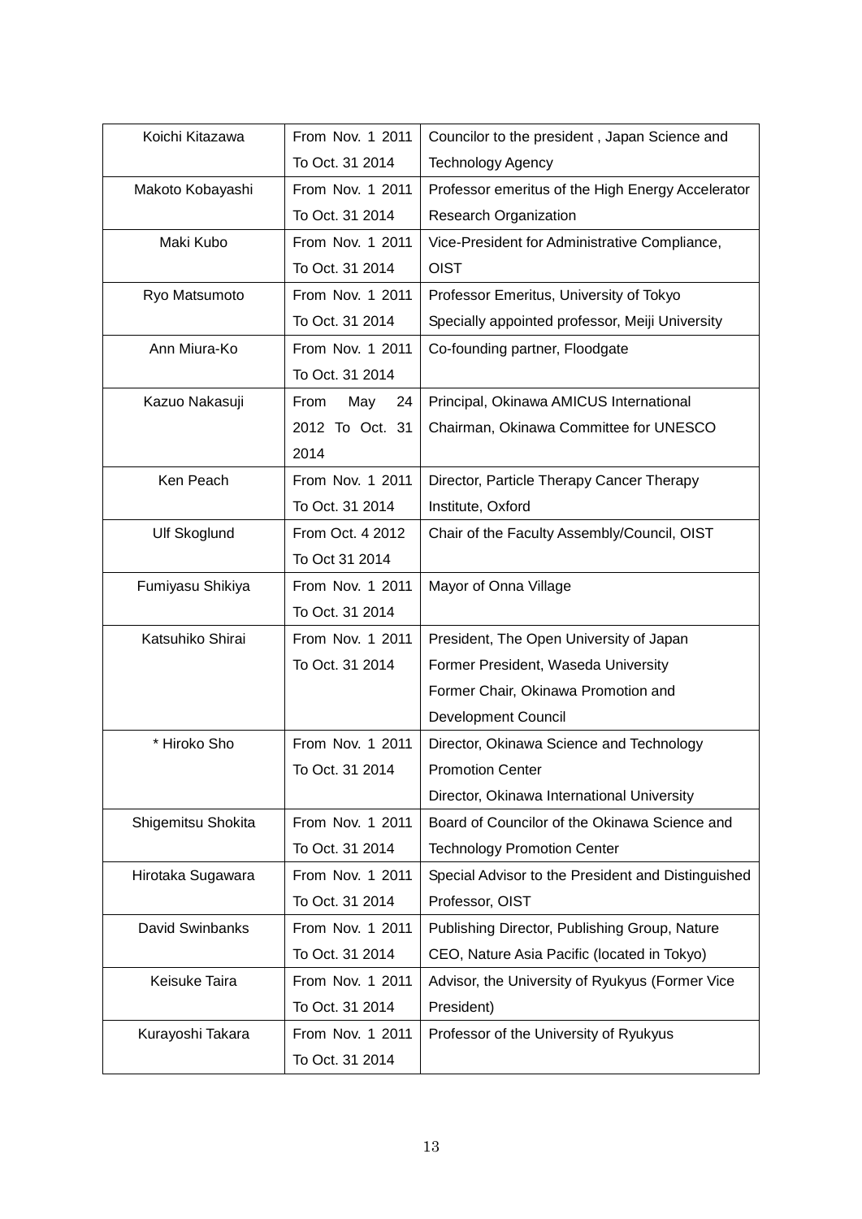| Koichi Kitazawa | From Nov. 1 2011 To Oct. 31 2014 | Councilor to the president , Japan Science and Technology Agency |
|---|---|---|
| Makoto Kobayashi | From Nov. 1 2011 To Oct. 31 2014 | Professor emeritus of the High Energy Accelerator Research Organization |
| Maki Kubo | From Nov. 1 2011 To Oct. 31 2014 | Vice-President for Administrative Compliance, OIST |
| Ryo Matsumoto | From Nov. 1 2011 To Oct. 31 2014 | Professor Emeritus, University of Tokyo<br>Specially appointed professor, Meiji University |
| Ann Miura-Ko | From Nov. 1 2011 To Oct. 31 2014 | Co-founding partner, Floodgate |
| Kazuo Nakasuji | From May 24 2012 To Oct. 31 2014 | Principal, Okinawa AMICUS International<br>Chairman, Okinawa Committee for UNESCO |
| Ken Peach | From Nov. 1 2011 To Oct. 31 2014 | Director, Particle Therapy Cancer Therapy Institute, Oxford |
| Ulf Skoglund | From Oct. 4 2012 To Oct 31 2014 | Chair of the Faculty Assembly/Council, OIST |
| Fumiyasu Shikiya | From Nov. 1 2011 To Oct. 31 2014 | Mayor of Onna Village |
| Katsuhiko Shirai | From Nov. 1 2011 To Oct. 31 2014 | President, The Open University of Japan<br>Former President, Waseda University<br>Former Chair, Okinawa Promotion and Development Council |
| * Hiroko Sho | From Nov. 1 2011 To Oct. 31 2014 | Director, Okinawa Science and Technology Promotion Center<br>Director, Okinawa International University |
| Shigemitsu Shokita | From Nov. 1 2011 To Oct. 31 2014 | Board of Councilor of the Okinawa Science and Technology Promotion Center |
| Hirotaka Sugawara | From Nov. 1 2011 To Oct. 31 2014 | Special Advisor to the President and Distinguished Professor, OIST |
| David Swinbanks | From Nov. 1 2011 To Oct. 31 2014 | Publishing Director, Publishing Group, Nature<br>CEO, Nature Asia Pacific (located in Tokyo) |
| Keisuke Taira | From Nov. 1 2011 To Oct. 31 2014 | Advisor, the University of Ryukyus (Former Vice President) |
| Kurayoshi Takara | From Nov. 1 2011 To Oct. 31 2014 | Professor of the University of Ryukyus |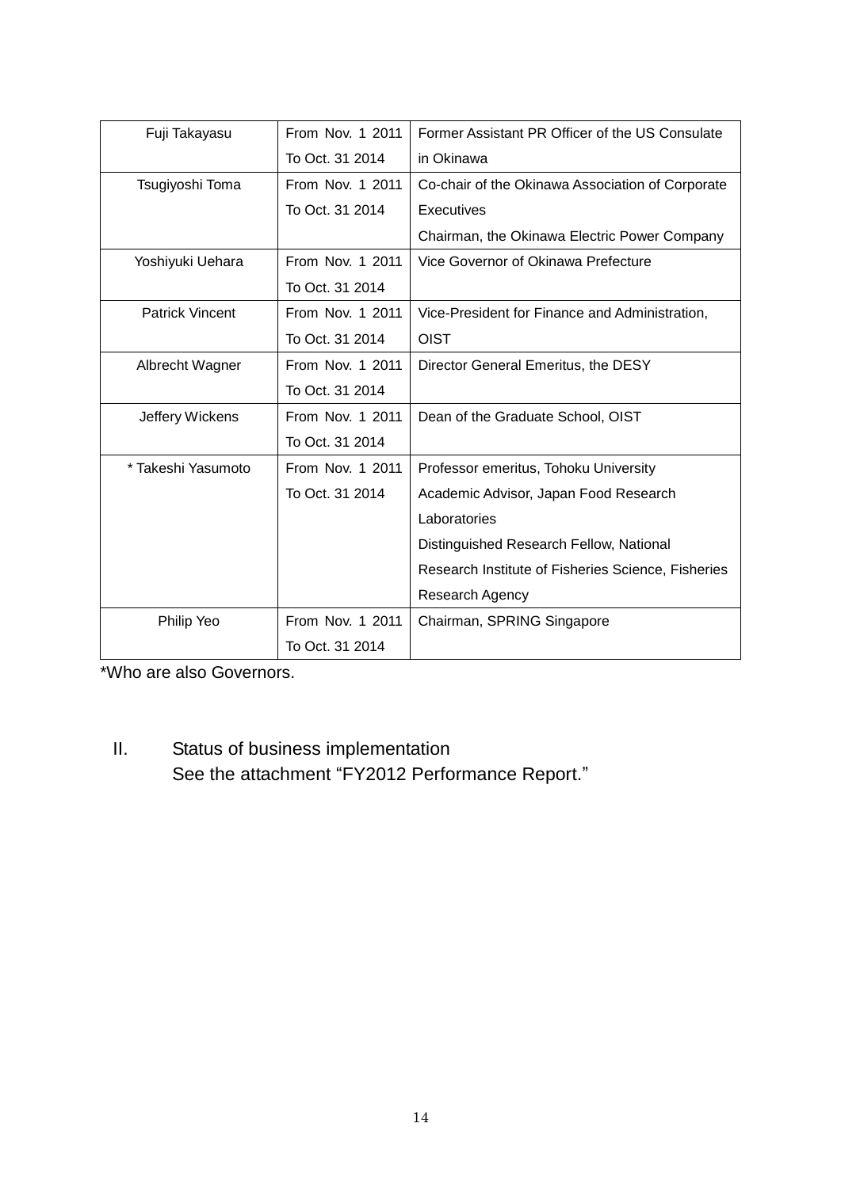| Fuji Takayasu | From Nov. 1 2011 To Oct. 31 2014 | Former Assistant PR Officer of the US Consulate in Okinawa |
|---|---|---|
| Tsugiyoshi Toma | From Nov. 1 2011 To Oct. 31 2014 | Co-chair of the Okinawa Association of Corporate Executives<br>Chairman, the Okinawa Electric Power Company |
| Yoshiyuki Uehara | From Nov. 1 2011 To Oct. 31 2014 | Vice Governor of Okinawa Prefecture |
| Patrick Vincent | From Nov. 1 2011 To Oct. 31 2014 | Vice-President for Finance and Administration, OIST |
| Albrecht Wagner | From Nov. 1 2011 To Oct. 31 2014 | Director General Emeritus, the DESY |
| Jeffery Wickens | From Nov. 1 2011 To Oct. 31 2014 | Dean of the Graduate School, OIST |
| * Takeshi Yasumoto | From Nov. 1 2011 To Oct. 31 2014 | Professor emeritus, Tohoku University<br>Academic Advisor, Japan Food Research Laboratories<br>Distinguished Research Fellow, National Research Institute of Fisheries Science, Fisheries Research Agency |
| Philip Yeo | From Nov. 1 2011 To Oct. 31 2014 | Chairman, SPRING Singapore |

*Who are also Governors.

## II. Status of business implementation

See the attachment "FY2012 Performance Report."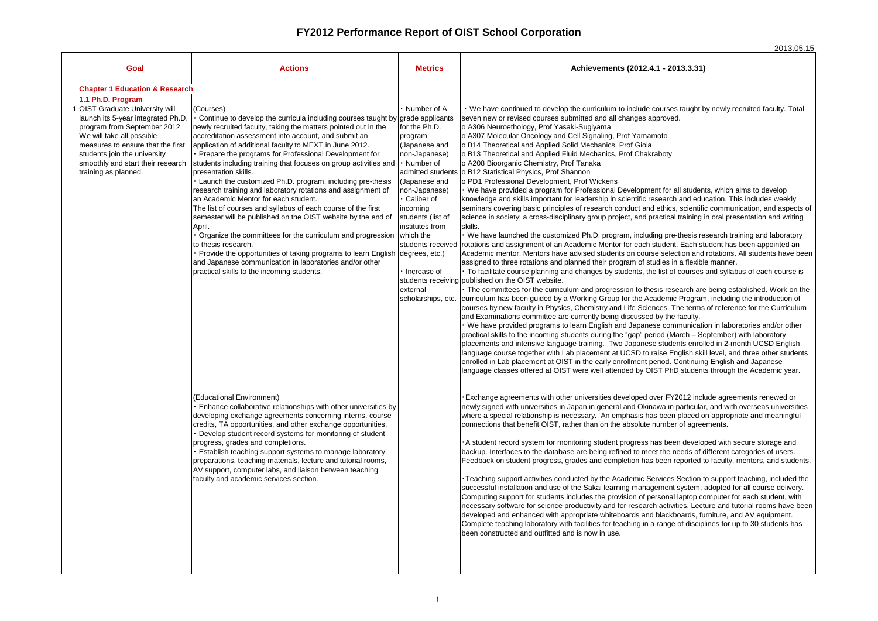# FY2012 Performance Report of OIST School Corporation

2013.05.15

| | Goal | Actions | Metrics | Achievements (2012.4.1 - 2013.3.31) |
|---|---|---|---|---|
| | **Chapter 1 Education & Research** | | | |
| | **1.1 Ph.D. Program** | | | |
| 1 | OIST Graduate University will launch its 5-year integrated Ph.D. program from September 2012. We will take all possible measures to ensure that the first students join the university smoothly and start their research training as planned. | (Courses)<br>・Continue to develop the curricula including courses taught by newly recruited faculty, taking the matters pointed out in the accreditation assessment into account, and submit an application of additional faculty to MEXT in June 2012.<br>・Prepare the programs for Professional Development for students including training that focuses on group activities and presentation skills.<br>・Launch the customized Ph.D. program, including pre-thesis research training and laboratory rotations and assignment of an Academic Mentor for each student.<br>The list of courses and syllabus of each course of the first semester will be published on the OIST website by the end of April.<br>・Organize the committees for the curriculum and progression to thesis research.<br>・Provide the opportunities of taking programs to learn English and Japanese communication in laboratories and/or other practical skills to the incoming students. | ・Number of A grade applicants for the Ph.D. program (Japanese and non-Japanese)<br>・Number of admitted students (Japanese and non-Japanese)<br>・Caliber of incoming students (list of institutes from which the students received degrees, etc.)<br>・Increase of students receiving external scholarships, etc. | ・We have continued to develop the curriculum to include courses taught by newly recruited faculty. Total seven new or revised courses submitted and all changes approved.<br>o A306 Neuroethology, Prof Yasaki-Sugiyama<br>o A307 Molecular Oncology and Cell Signaling, Prof Yamamoto<br>o B14 Theoretical and Applied Solid Mechanics, Prof Gioia<br>o B13 Theoretical and Applied Fluid Mechanics, Prof Chakraboty<br>o A208 Bioorganic Chemistry, Prof Tanaka<br>o B12 Statistical Physics, Prof Shannon<br>o PD1 Professional Development, Prof Wickens<br>・We have provided a program for Professional Development for all students, which aims to develop knowledge and skills important for leadership in scientific research and education. This includes weekly seminars covering basic principles of research conduct and ethics, scientific communication, and aspects of science in society; a cross-disciplinary group project, and practical training in oral presentation and writing skills.<br>・We have launched the customized Ph.D. program, including pre-thesis research training and laboratory rotations and assignment of an Academic Mentor for each student. Each student has been appointed an Academic mentor. Mentors have advised students on course selection and rotations. All students have been assigned to three rotations and planned their program of studies in a flexible manner.<br>・To facilitate course planning and changes by students, the list of courses and syllabus of each course is published on the OIST website.<br>・The committees for the curriculum and progression to thesis research are being established. Work on the curriculum has been guided by a Working Group for the Academic Program, including the introduction of courses by new faculty in Physics, Chemistry and Life Sciences. The terms of reference for the Curriculum and Examinations committee are currently being discussed by the faculty.<br>・We have provided programs to learn English and Japanese communication in laboratories and/or other practical skills to the incoming students during the "gap" period (March – September) with laboratory placements and intensive language training. Two Japanese students enrolled in 2-month UCSD English language course together with Lab placement at UCSD to raise English skill level, and three other students enrolled in Lab placement at OIST in the early enrollment period. Continuing English and Japanese language classes offered at OIST were well attended by OIST PhD students through the Academic year. |
| | | (Educational Environment)<br>・Enhance collaborative relationships with other universities by developing exchange agreements concerning interns, course credits, TA opportunities, and other exchange opportunities.<br>・Develop student record systems for monitoring of student progress, grades and completions.<br>・Establish teaching support systems to manage laboratory preparations, teaching materials, lecture and tutorial rooms, AV support, computer labs, and liaison between teaching faculty and academic services section. | | ・Exchange agreements with other universities developed over FY2012 include agreements renewed or newly signed with universities in Japan in general and Okinawa in particular, and with overseas universities where a special relationship is necessary. An emphasis has been placed on appropriate and meaningful connections that benefit OIST, rather than on the absolute number of agreements.<br>・A student record system for monitoring student progress has been developed with secure storage and backup. Interfaces to the database are being refined to meet the needs of different categories of users. Feedback on student progress, grades and completion has been reported to faculty, mentors, and students.<br>・Teaching support activities conducted by the Academic Services Section to support teaching, included the successful installation and use of the Sakai learning management system, adopted for all course delivery. Computing support for students includes the provision of personal laptop computer for each student, with necessary software for science productivity and for research activities. Lecture and tutorial rooms have been developed and enhanced with appropriate whiteboards and blackboards, furniture, and AV equipment. Complete teaching laboratory with facilities for teaching in a range of disciplines for up to 30 students has been constructed and outfitted and is now in use. |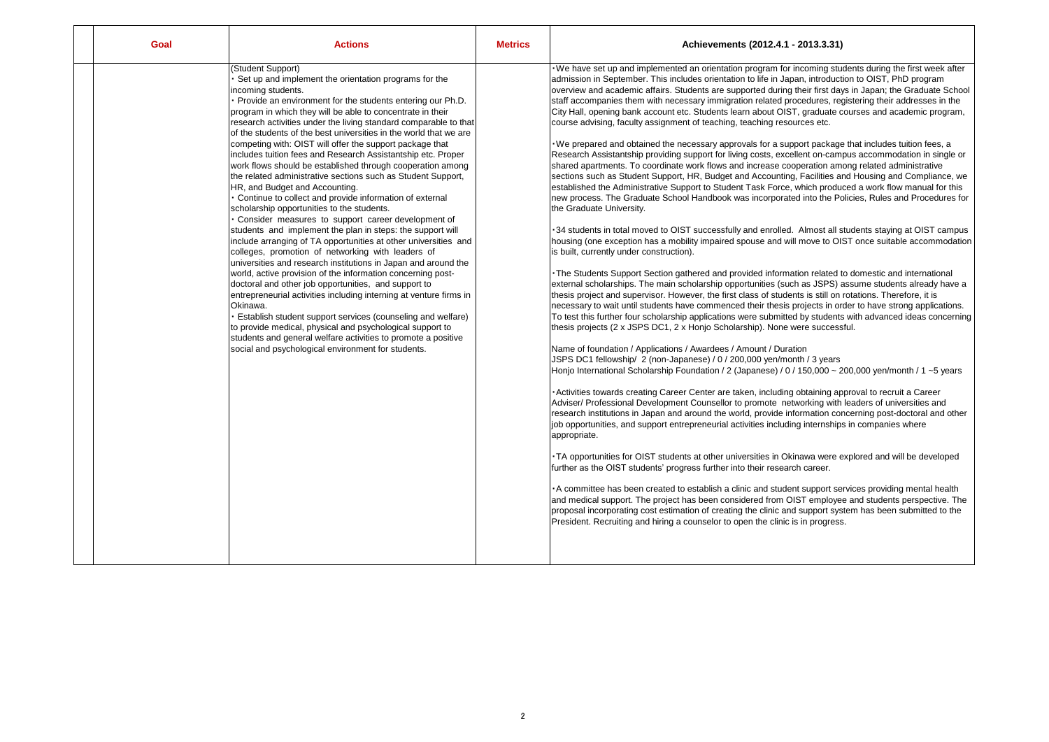| | Goal | Actions | Metrics | Achievements (2012.4.1 - 2013.3.31) |
|---|---|---|---|---|
| | | (Student Support)<br>・Set up and implement the orientation programs for the incoming students.<br>・Provide an environment for the students entering our Ph.D. program in which they will be able to concentrate in their research activities under the living standard comparable to that of the students of the best universities in the world that we are competing with: OIST will offer the support package that includes tuition fees and Research Assistantship etc. Proper work flows should be established through cooperation among the related administrative sections such as Student Support, HR, and Budget and Accounting.<br>・Continue to collect and provide information of external scholarship opportunities to the students.<br>・Consider measures to support career development of students and implement the plan in steps: the support will include arranging of TA opportunities at other universities and colleges, promotion of networking with leaders of universities and research institutions in Japan and around the world, active provision of the information concerning post-doctoral and other job opportunities, and support to entrepreneurial activities including interning at venture firms in Okinawa.<br>・Establish student support services (counseling and welfare) to provide medical, physical and psychological support to students and general welfare activities to promote a positive social and psychological environment for students. | | ・We have set up and implemented an orientation program for incoming students during the first week after admission in September. This includes orientation to life in Japan, introduction to OIST, PhD program overview and academic affairs. Students are supported during their first days in Japan; the Graduate School staff accompanies them with necessary immigration related procedures, registering their addresses in the City Hall, opening bank account etc. Students learn about OIST, graduate courses and academic program, course advising, faculty assignment of teaching, teaching resources etc.<br><br>・We prepared and obtained the necessary approvals for a support package that includes tuition fees, a Research Assistantship providing support for living costs, excellent on-campus accommodation in single or shared apartments. To coordinate work flows and increase cooperation among related administrative sections such as Student Support, HR, Budget and Accounting, Facilities and Housing and Compliance, we established the Administrative Support to Student Task Force, which produced a work flow manual for this new process. The Graduate School Handbook was incorporated into the Policies, Rules and Procedures for the Graduate University.<br><br>・34 students in total moved to OIST successfully and enrolled. Almost all students staying at OIST campus housing (one exception has a mobility impaired spouse and will move to OIST once suitable accommodation is built, currently under construction).<br><br>・The Students Support Section gathered and provided information related to domestic and international external scholarships. The main scholarship opportunities (such as JSPS) assume students already have a thesis project and supervisor. However, the first class of students is still on rotations. Therefore, it is necessary to wait until students have commenced their thesis projects in order to have strong applications. To test this further four scholarship applications were submitted by students with advanced ideas concerning thesis projects (2 x JSPS DC1, 2 x Honjo Scholarship). None were successful.<br><br>Name of foundation / Applications / Awardees / Amount / Duration<br>JSPS DC1 fellowship/ 2 (non-Japanese) / 0 / 200,000 yen/month / 3 years<br>Honjo International Scholarship Foundation / 2 (Japanese) / 0 / 150,000 ~ 200,000 yen/month / 1 ~5 years<br><br>・Activities towards creating Career Center are taken, including obtaining approval to recruit a Career Adviser/ Professional Development Counsellor to promote networking with leaders of universities and research institutions in Japan and around the world, provide information concerning post-doctoral and other job opportunities, and support entrepreneurial activities including internships in companies where appropriate.<br><br>・TA opportunities for OIST students at other universities in Okinawa were explored and will be developed further as the OIST students' progress further into their research career.<br><br>・A committee has been created to establish a clinic and student support services providing mental health and medical support. The project has been considered from OIST employee and students perspective. The proposal incorporating cost estimation of creating the clinic and support system has been submitted to the President. Recruiting and hiring a counselor to open the clinic is in progress. |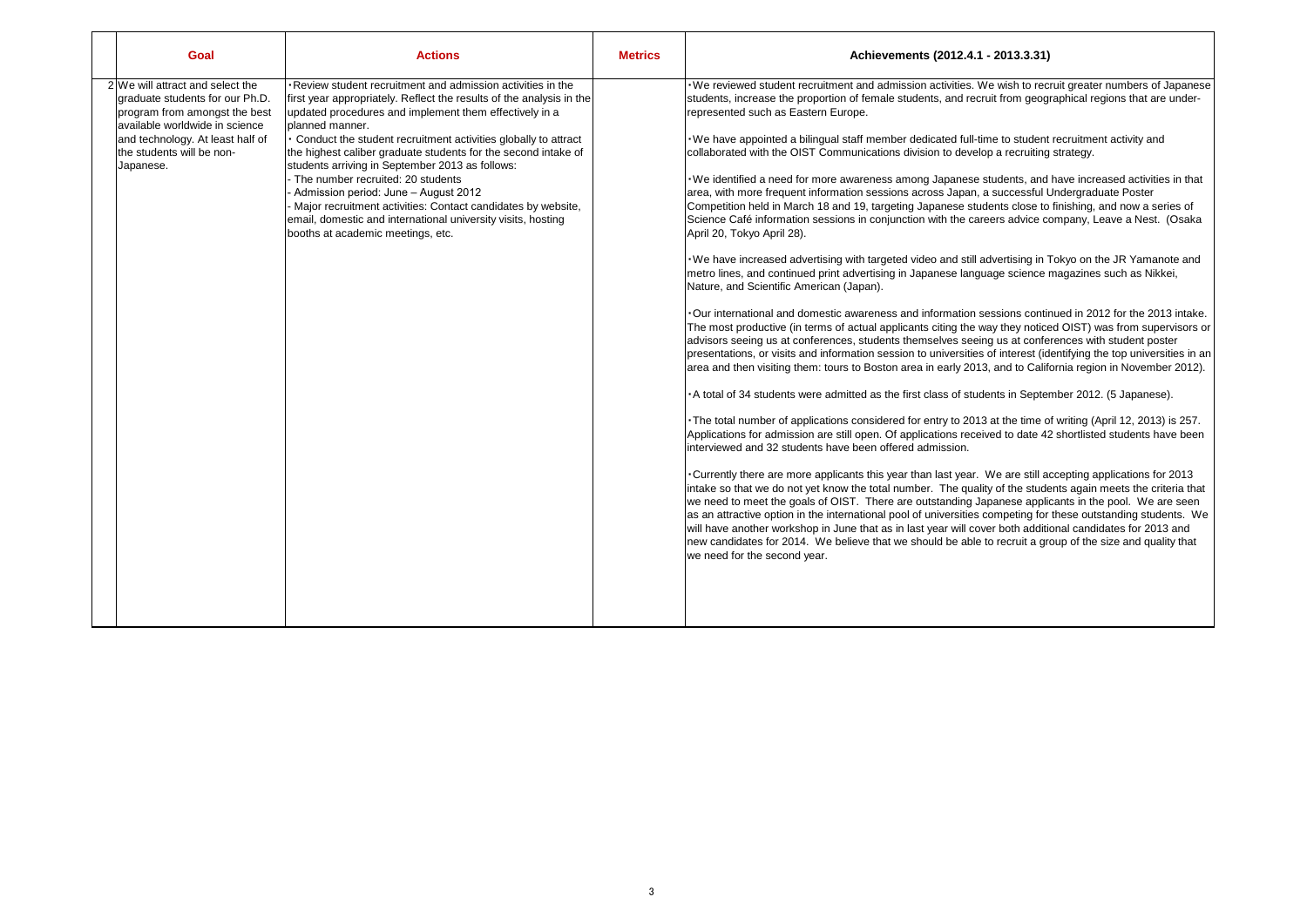|  | Goal | Actions | Metrics | Achievements (2012.4.1 - 2013.3.31) |
|---|---|---|---|---|
| 2 | We will attract and select the graduate students for our Ph.D. program from amongst the best available worldwide in science and technology. At least half of the students will be non-Japanese. | ・Review student recruitment and admission activities in the first year appropriately. Reflect the results of the analysis in the updated procedures and implement them effectively in a planned manner.<br>・ Conduct the student recruitment activities globally to attract the highest caliber graduate students for the second intake of students arriving in September 2013 as follows:<br>- The number recruited: 20 students<br>- Admission period: June – August 2012<br>- Major recruitment activities: Contact candidates by website, email, domestic and international university visits, hosting booths at academic meetings, etc. |  | ・We reviewed student recruitment and admission activities. We wish to recruit greater numbers of Japanese students, increase the proportion of female students, and recruit from geographical regions that are under-represented such as Eastern Europe.<br><br>・We have appointed a bilingual staff member dedicated full-time to student recruitment activity and collaborated with the OIST Communications division to develop a recruiting strategy.<br><br>・We identified a need for more awareness among Japanese students, and have increased activities in that area, with more frequent information sessions across Japan, a successful Undergraduate Poster Competition held in March 18 and 19, targeting Japanese students close to finishing, and now a series of Science Café information sessions in conjunction with the careers advice company, Leave a Nest. (Osaka April 20, Tokyo April 28).<br><br>・We have increased advertising with targeted video and still advertising in Tokyo on the JR Yamanote and metro lines, and continued print advertising in Japanese language science magazines such as Nikkei, Nature, and Scientific American (Japan).<br><br>・Our international and domestic awareness and information sessions continued in 2012 for the 2013 intake. The most productive (in terms of actual applicants citing the way they noticed OIST) was from supervisors or advisors seeing us at conferences, students themselves seeing us at conferences with student poster presentations, or visits and information session to universities of interest (identifying the top universities in an area and then visiting them: tours to Boston area in early 2013, and to California region in November 2012).<br><br>・A total of 34 students were admitted as the first class of students in September 2012. (5 Japanese).<br><br>・The total number of applications considered for entry to 2013 at the time of writing (April 12, 2013) is 257. Applications for admission are still open. Of applications received to date 42 shortlisted students have been interviewed and 32 students have been offered admission.<br><br>・Currently there are more applicants this year than last year. We are still accepting applications for 2013 intake so that we do not yet know the total number. The quality of the students again meets the criteria that we need to meet the goals of OIST. There are outstanding Japanese applicants in the pool. We are seen as an attractive option in the international pool of universities competing for these outstanding students. We will have another workshop in June that as in last year will cover both additional candidates for 2013 and new candidates for 2014. We believe that we should be able to recruit a group of the size and quality that we need for the second year. |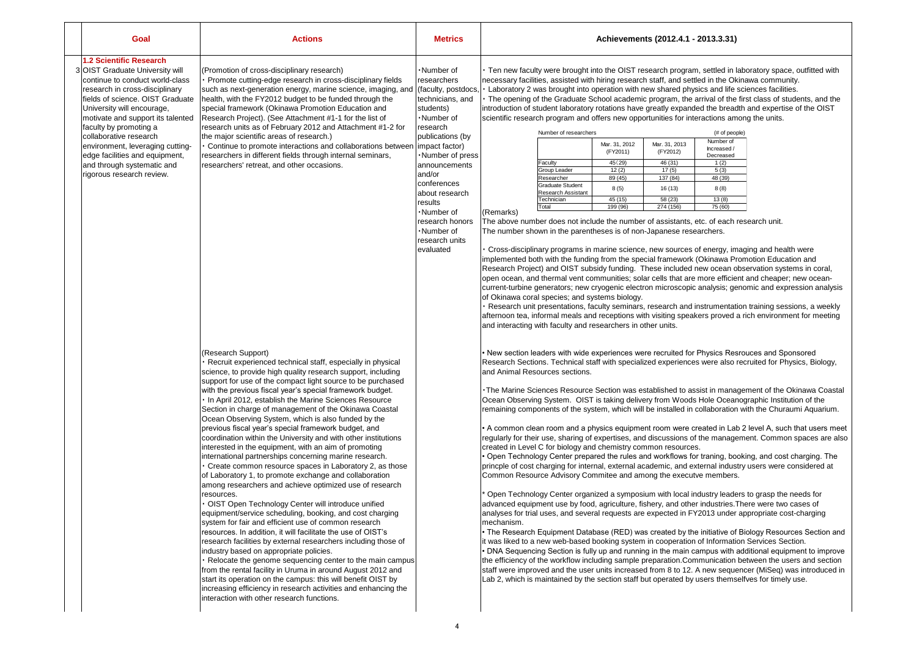| Goal | Actions | Metrics | Achievements (2012.4.1 - 2013.3.31) |
|---|---|---|---|
| **1.2 Scientific Research**<br>3 OIST Graduate University will continue to conduct world-class research in cross-disciplinary fields of science. OIST Graduate University will encourage, motivate and support its talented faculty by promoting a collaborative research environment, leveraging cutting-edge facilities and equipment, and through systematic and rigorous research review. | (Promotion of cross-disciplinary research)<br>・Promote cutting-edge research in cross-disciplinary fields such as next-generation energy, marine science, imaging, and health, with the FY2012 budget to be funded through the special framework (Okinawa Promotion Education and Research Project). (See Attachment #1-1 for the list of research units as of February 2012 and Attachment #1-2 for the major scientific areas of research.)<br>・Continue to promote interactions and collaborations between researchers in different fields through internal seminars, researchers' retreat, and other occasions. | ・Number of researchers (faculty, postdocs, technicians, and students)<br>・Number of research publications (by impact factor)<br>・Number of press announcements and/or conferences about research results<br>・Number of research honors<br>・Number of research units evaluated | ・Ten new faculty were brought into the OIST research program, settled in laboratory space, outfitted with necessary facilities, assisted with hiring research staff, and settled in the Okinawa community.<br>・Laboratory 2 was brought into operation with new shared physics and life sciences facilities.<br>・The opening of the Graduate School academic program, the arrival of the first class of students, and the introduction of student laboratory rotations have greatly expanded the breadth and expertise of the OIST scientific research program and offers new opportunities for interactions among the units.<br><br>Number of researchers (# of people)<br>[see table below]<br><br>(Remarks)<br>The above number does not include the number of assistants, etc. of each research unit.<br>The number shown in the parentheses is of non-Japanese researchers.<br><br>・Cross-disciplinary programs in marine science, new sources of energy, imaging and health were implemented both with the funding from the special framework (Okinawa Promotion Education and Research Project) and OIST subsidy funding. These included new ocean observation systems in coral, open ocean, and thermal vent communities; solar cells that are more efficient and cheaper; new ocean-current-turbine generators; new cryogenic electron microscopic analysis; genomic and expression analysis of Okinawa coral species; and systems biology.<br>・Research unit presentations, faculty seminars, research and instrumentation training sessions, a weekly afternoon tea, informal meals and receptions with visiting speakers proved a rich environment for meeting and interacting with faculty and researchers in other units. |
| | (Research Support)<br>・Recruit experienced technical staff, especially in physical science, to provide high quality research support, including support for use of the compact light source to be purchased with the previous fiscal year's special framework budget.<br>・In April 2012, establish the Marine Sciences Resource Section in charge of management of the Okinawa Coastal Ocean Observing System, which is also funded by the previous fiscal year's special framework budget, and coordination within the University and with other institutions interested in the equipment, with an aim of promoting international partnerships concerning marine research.<br>・Create common resource spaces in Laboratory 2, as those of Laboratory 1, to promote exchange and collaboration among researchers and achieve optimized use of research resources.<br>・OIST Open Technology Center will introduce unified equipment/service scheduling, booking, and cost charging system for fair and efficient use of common research resources. In addition, it will facilitate the use of OIST's research facilities by external researchers including those of industry based on appropriate policies.<br>・Relocate the genome sequencing center to the main campus from the rental facility in Uruma in around August 2012 and start its operation on the campus: this will benefit OIST by increasing efficiency in research activities and enhancing the interaction with other research functions. | | • New section leaders with wide experiences were recruited for Physics Resrouces and Sponsored Research Sections. Technical staff with specialized experiences were also recruited for Physics, Biology, and Animal Resources sections.<br><br>・The Marine Sciences Resource Section was established to assist in management of the Okinawa Coastal Ocean Observing System. OIST is taking delivery from Woods Hole Oceanographic Institution of the remaining components of the system, which will be installed in collaboration with the Churaumi Aquarium.<br><br>• A common clean room and a physics equipment room were created in Lab 2 level A, such that users meet regularly for their use, sharing of expertises, and discussions of the management. Common spaces are also created in Level C for biology and chemistry common resources.<br>• Open Technology Center prepared the rules and workflows for traning, booking, and cost charging. The princple of cost charging for internal, external academic, and external industry users were considered at Common Resource Advisory Commitee and among the executve members.<br><br>* Open Technology Center organized a symposium with local industry leaders to grasp the needs for advanced equipment use by food, agriculture, fishery, and other industries.There were two cases of analyses for trial uses, and several requests are expected in FY2013 under appropriate cost-charging mechanism.<br>• The Research Equipment Database (RED) was created by the initiative of Biology Resources Section and it was liked to a new web-based booking system in cooperation of Information Services Section.<br>• DNA Sequencing Section is fully up and running in the main campus with additional equipment to improve the efficiency of the workflow including sample preparation.Communication between the users and section staff were improved and the user units increased from 8 to 12. A new sequencer (MiSeq) was introduced in Lab 2, which is maintained by the section staff but operated by users themselfves for timely use. |

Number of researchers (# of people)

| | Mar. 31, 2012 (FY2011) | Mar. 31, 2013 (FY2012) | Number of Increased / Decreased |
|---|---|---|---|
| Faculty | 45 (29) | 46 (31) | 1 (2) |
| Group Leader | 12 (2) | 17 (5) | 5 (3) |
| Researcher | 89 (45) | 137 (84) | 48 (39) |
| Graduate Student Research Assistant | 8 (5) | 16 (13) | 8 (8) |
| Technician | 45 (15) | 58 (23) | 13 (8) |
| Total | 199 (96) | 274 (156) | 75 (60) |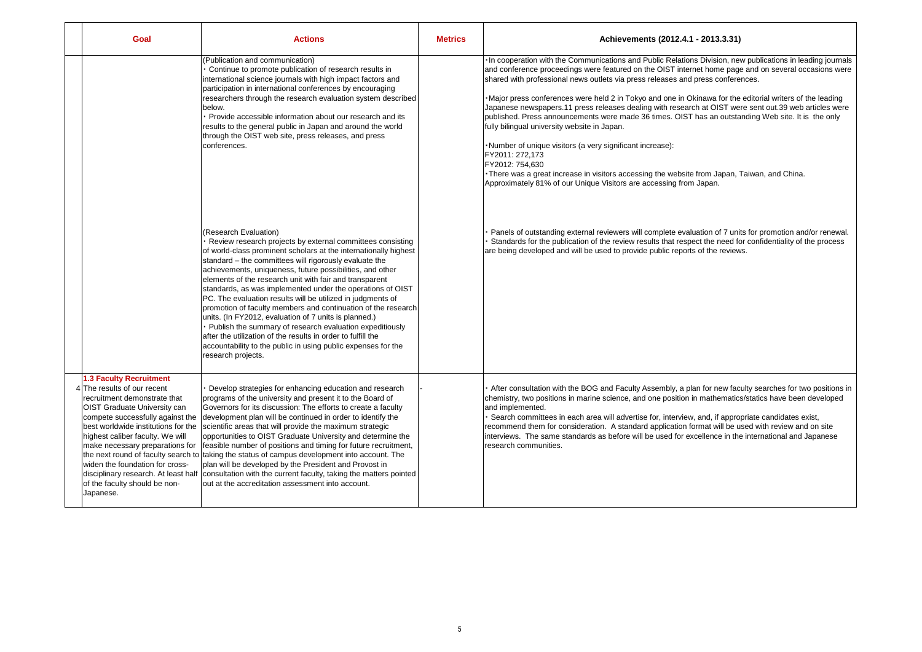| | Goal | Actions | Metrics | Achievements (2012.4.1 - 2013.3.31) |
|---|---|---|---|---|
| | | (Publication and communication)<br>・Continue to promote publication of research results in international science journals with high impact factors and participation in international conferences by encouraging researchers through the research evaluation system described below.<br>・Provide accessible information about our research and its results to the general public in Japan and around the world through the OIST web site, press releases, and press conferences. | | ・In cooperation with the Communications and Public Relations Division, new publications in leading journals and conference proceedings were featured on the OIST internet home page and on several occasions were shared with professional news outlets via press releases and press conferences.<br><br>・Major press conferences were held 2 in Tokyo and one in Okinawa for the editorial writers of the leading Japanese newspapers.11 press releases dealing with research at OIST were sent out.39 web articles were published. Press announcements were made 36 times. OIST has an outstanding Web site. It is the only fully bilingual university website in Japan.<br><br>・Number of unique visitors (a very significant increase):<br>FY2011: 272,173<br>FY2012: 754,630<br>・There was a great increase in visitors accessing the website from Japan, Taiwan, and China. Approximately 81% of our Unique Visitors are accessing from Japan. |
| | | (Research Evaluation)<br>・Review research projects by external committees consisting of world-class prominent scholars at the internationally highest standard – the committees will rigorously evaluate the achievements, uniqueness, future possibilities, and other elements of the research unit with fair and transparent standards, as was implemented under the operations of OIST PC. The evaluation results will be utilized in judgments of promotion of faculty members and continuation of the research units. (In FY2012, evaluation of 7 units is planned.)<br>・Publish the summary of research evaluation expeditiously after the utilization of the results in order to fulfill the accountability to the public in using public expenses for the research projects. | | ・Panels of outstanding external reviewers will complete evaluation of 7 units for promotion and/or renewal.<br>・Standards for the publication of the review results that respect the need for confidentiality of the process are being developed and will be used to provide public reports of the reviews. |
| 4 | **1.3 Faculty Recruitment**<br>The results of our recent recruitment demonstrate that OIST Graduate University can compete successfully against the best worldwide institutions for the highest caliber faculty. We will make necessary preparations for the next round of faculty search to widen the foundation for cross-disciplinary research. At least half of the faculty should be non-Japanese. | ・Develop strategies for enhancing education and research programs of the university and present it to the Board of Governors for its discussion: The efforts to create a faculty development plan will be continued in order to identify the scientific areas that will provide the maximum strategic opportunities to OIST Graduate University and determine the feasible number of positions and timing for future recruitment, taking the status of campus development into account. The plan will be developed by the President and Provost in consultation with the current faculty, taking the matters pointed out at the accreditation assessment into account. | - | ・After consultation with the BOG and Faculty Assembly, a plan for new faculty searches for two positions in chemistry, two positions in marine science, and one position in mathematics/statics have been developed and implemented.<br>・Search committees in each area will advertise for, interview, and, if appropriate candidates exist, recommend them for consideration. A standard application format will be used with review and on site interviews. The same standards as before will be used for excellence in the international and Japanese research communities. |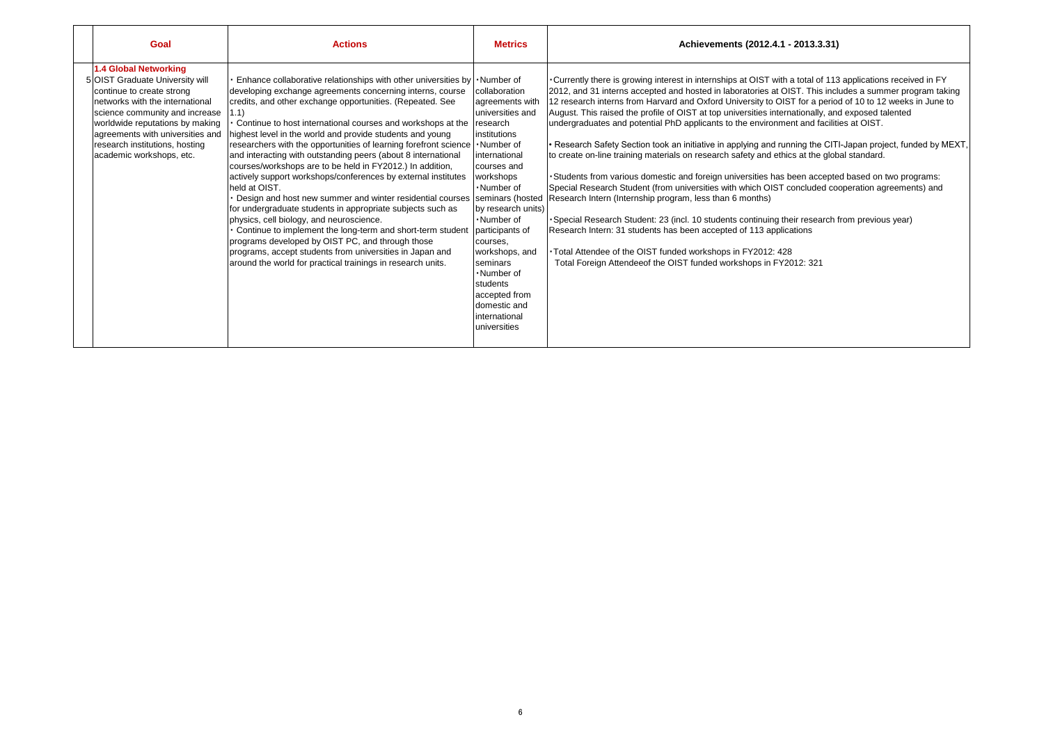| | Goal | Actions | Metrics | Achievements (2012.4.1 - 2013.3.31) |
|---|---|---|---|---|
| 5 | **1.4 Global Networking**<br>OIST Graduate University will continue to create strong networks with the international science community and increase worldwide reputations by making agreements with universities and research institutions, hosting academic workshops, etc. | ・Enhance collaborative relationships with other universities by developing exchange agreements concerning interns, course credits, and other exchange opportunities. (Repeated. See 1.1)<br>・Continue to host international courses and workshops at the highest level in the world and provide students and young researchers with the opportunities of learning forefront science and interacting with outstanding peers (about 8 international courses/workshops are to be held in FY2012.) In addition, actively support workshops/conferences by external institutes held at OIST.<br>・Design and host new summer and winter residential courses for undergraduate students in appropriate subjects such as physics, cell biology, and neuroscience.<br>・Continue to implement the long-term and short-term student programs developed by OIST PC, and through those programs, accept students from universities in Japan and around the world for practical trainings in research units. | ・Number of collaboration agreements with universities and research institutions<br>・Number of international courses and workshops<br>・Number of seminars (hosted by research units)<br>・Number of participants of courses, workshops, and seminars<br>・Number of students accepted from domestic and international universities | ・Currently there is growing interest in internships at OIST with a total of 113 applications received in FY 2012, and 31 interns accepted and hosted in laboratories at OIST. This includes a summer program taking 12 research interns from Harvard and Oxford University to OIST for a period of 10 to 12 weeks in June to August. This raised the profile of OIST at top universities internationally, and exposed talented undergraduates and potential PhD applicants to the environment and facilities at OIST.<br><br>• Research Safety Section took an initiative in applying and running the CITI-Japan project, funded by MEXT, to create on-line training materials on research safety and ethics at the global standard.<br><br>・Students from various domestic and foreign universities has been accepted based on two programs: Special Research Student (from universities with which OIST concluded cooperation agreements) and Research Intern (Internship program, less than 6 months)<br><br>・Special Research Student: 23 (incl. 10 students continuing their research from previous year)<br>Research Intern: 31 students has been accepted of 113 applications<br><br>・Total Attendee of the OIST funded workshops in FY2012: 428<br>Total Foreign Attendeeof the OIST funded workshops in FY2012: 321 |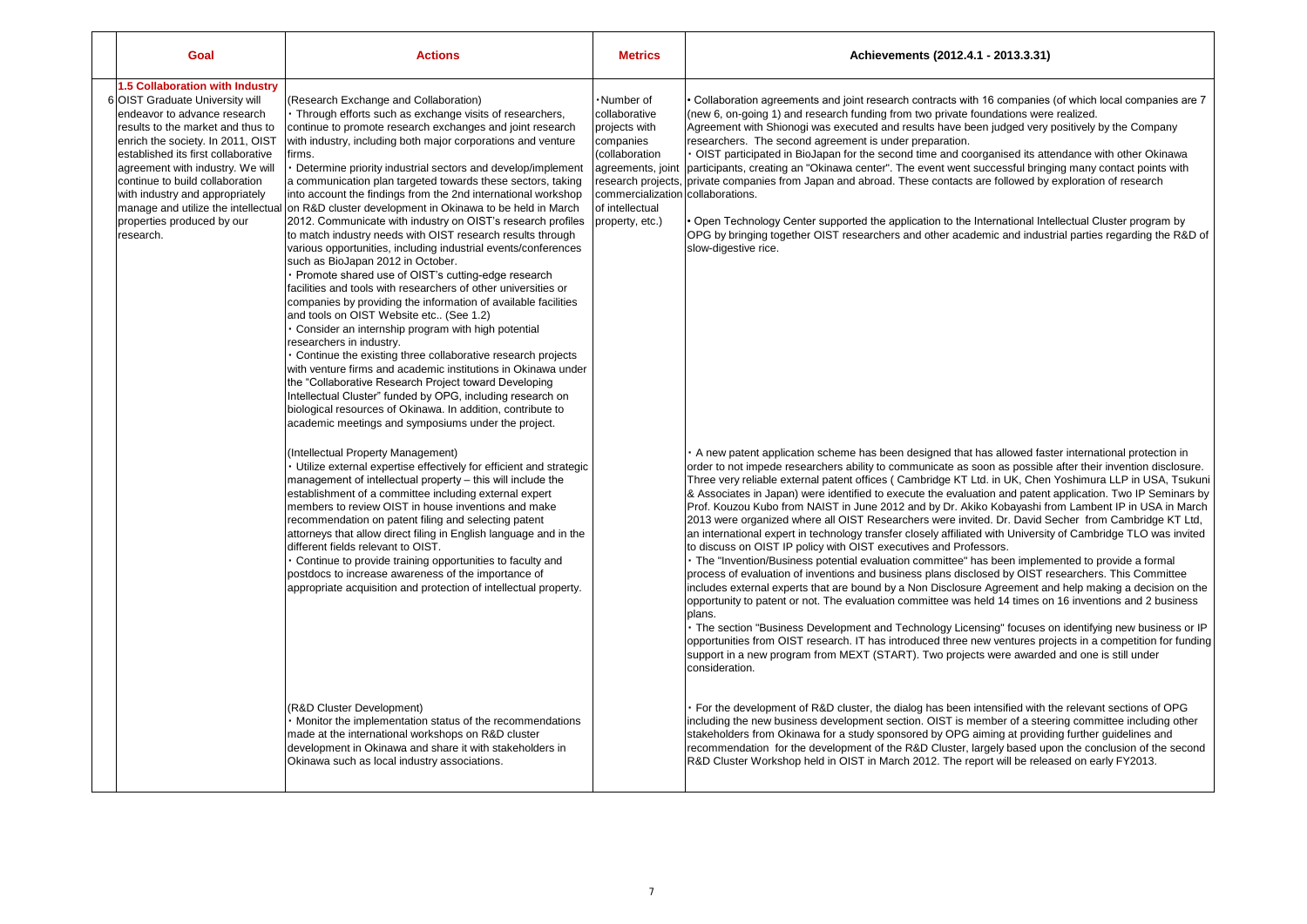| | Goal | Actions | Metrics | Achievements (2012.4.1 - 2013.3.31) |
|---|---|---|---|---|
| 6 | **1.5 Collaboration with Industry**<br>OIST Graduate University will endeavor to advance research results to the market and thus to enrich the society. In 2011, OIST established its first collaborative agreement with industry. We will continue to build collaboration with industry and appropriately manage and utilize the intellectual properties produced by our research. | (Research Exchange and Collaboration)<br>・Through efforts such as exchange visits of researchers, continue to promote research exchanges and joint research with industry, including both major corporations and venture firms.<br>・Determine priority industrial sectors and develop/implement a communication plan targeted towards these sectors, taking into account the findings from the 2nd international workshop on R&D cluster development in Okinawa to be held in March 2012. Communicate with industry on OIST's research profiles to match industry needs with OIST research results through various opportunities, including industrial events/conferences such as BioJapan 2012 in October.<br>・Promote shared use of OIST's cutting-edge research facilities and tools with researchers of other universities or companies by providing the information of available facilities and tools on OIST Website etc.. (See 1.2)<br>・Consider an internship program with high potential researchers in industry.<br>・Continue the existing three collaborative research projects with venture firms and academic institutions in Okinawa under the "Collaborative Research Project toward Developing Intellectual Cluster" funded by OPG, including research on biological resources of Okinawa. In addition, contribute to academic meetings and symposiums under the project. | ・Number of collaborative projects with companies (collaboration agreements, joint research projects, commercialization of intellectual property, etc.) | • Collaboration agreements and joint research contracts with 16 companies (of which local companies are 7 (new 6, on-going 1) and research funding from two private foundations were realized.<br>Agreement with Shionogi was executed and results have been judged very positively by the Company researchers. The second agreement is under preparation.<br>・OIST participated in BioJapan for the second time and coorganised its attendance with other Okinawa participants, creating an "Okinawa center". The event went successful bringing many contact points with private companies from Japan and abroad. These contacts are followed by exploration of research collaborations.<br><br>• Open Technology Center supported the application to the International Intellectual Cluster program by OPG by bringing together OIST researchers and other academic and industrial parties regarding the R&D of slow-digestive rice. |
| | | (Intellectual Property Management)<br>・Utilize external expertise effectively for efficient and strategic management of intellectual property – this will include the establishment of a committee including external expert members to review OIST in house inventions and make recommendation on patent filing and selecting patent attorneys that allow direct filing in English language and in the different fields relevant to OIST.<br>・Continue to provide training opportunities to faculty and postdocs to increase awareness of the importance of appropriate acquisition and protection of intellectual property. | | ・A new patent application scheme has been designed that has allowed faster international protection in order to not impede researchers ability to communicate as soon as possible after their invention disclosure. Three very reliable external patent offices ( Cambridge KT Ltd. in UK, Chen Yoshimura LLP in USA, Tsukuni & Associates in Japan) were identified to execute the evaluation and patent application. Two IP Seminars by Prof. Kouzou Kubo from NAIST in June 2012 and by Dr. Akiko Kobayashi from Lambent IP in USA in March 2013 were organized where all OIST Researchers were invited. Dr. David Secher from Cambridge KT Ltd, an international expert in technology transfer closely affiliated with University of Cambridge TLO was invited to discuss on OIST IP policy with OIST executives and Professors.<br>・The "Invention/Business potential evaluation committee" has been implemented to provide a formal process of evaluation of inventions and business plans disclosed by OIST researchers. This Committee includes external experts that are bound by a Non Disclosure Agreement and help making a decision on the opportunity to patent or not. The evaluation committee was held 14 times on 16 inventions and 2 business plans.<br>・The section "Business Development and Technology Licensing" focuses on identifying new business or IP opportunities from OIST research. IT has introduced three new ventures projects in a competition for funding support in a new program from MEXT (START). Two projects were awarded and one is still under consideration. |
| | | (R&D Cluster Development)<br>・Monitor the implementation status of the recommendations made at the international workshops on R&D cluster development in Okinawa and share it with stakeholders in Okinawa such as local industry associations. | | ・For the development of R&D cluster, the dialog has been intensified with the relevant sections of OPG including the new business development section. OIST is member of a steering committee including other stakeholders from Okinawa for a study sponsored by OPG aiming at providing further guidelines and recommendation for the development of the R&D Cluster, largely based upon the conclusion of the second R&D Cluster Workshop held in OIST in March 2012. The report will be released on early FY2013. |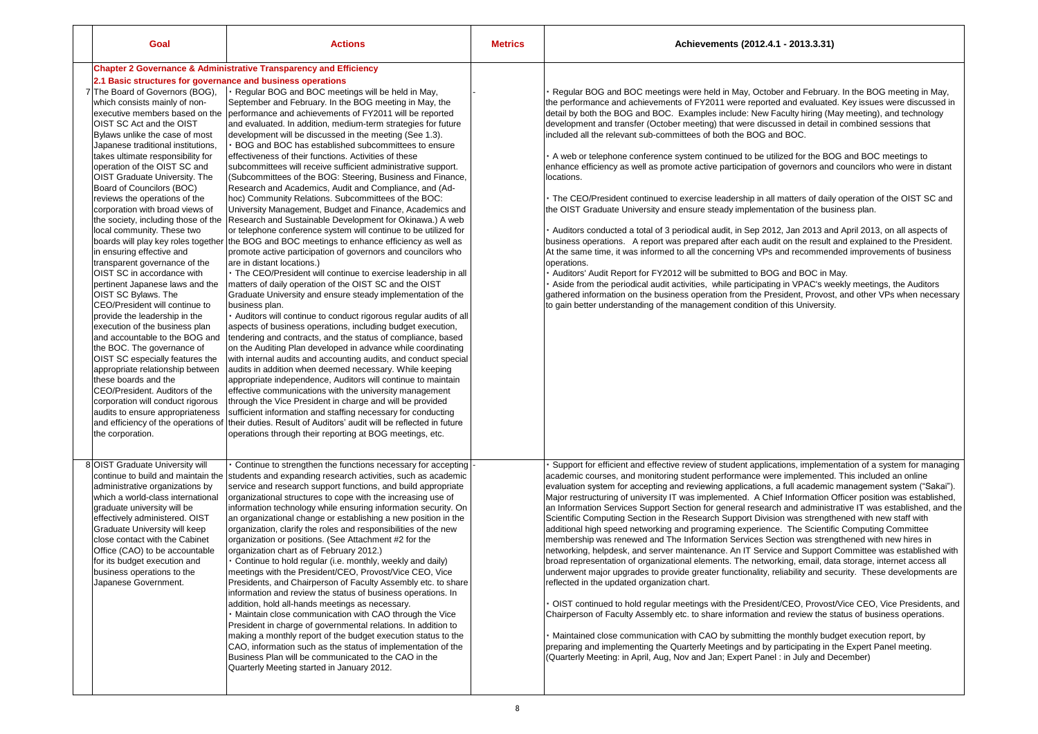| | Goal | Actions | Metrics | Achievements (2012.4.1 - 2013.3.31) |
|---|---|---|---|---|
| | **Chapter 2 Governance & Administrative Transparency and Efficiency** | | | |
| | **2.1 Basic structures for governance and business operations** | | | |
| 7 | The Board of Governors (BOG), which consists mainly of non-executive members based on the OIST SC Act and the OIST Bylaws unlike the case of most Japanese traditional institutions, takes ultimate responsibility for operation of the OIST SC and OIST Graduate University. The Board of Councilors (BOC) reviews the operations of the corporation with broad views of the society, including those of the local community. These two boards will play key roles together in ensuring effective and transparent governance of the OIST SC in accordance with pertinent Japanese laws and the OIST SC Bylaws. The CEO/President will continue to provide the leadership in the execution of the business plan and accountable to the BOG and the BOC. The governance of OIST SC especially features the appropriate relationship between these boards and the CEO/President. Auditors of the corporation will conduct rigorous audits to ensure appropriateness and efficiency of the operations of the corporation. | ・Regular BOG and BOC meetings will be held in May, September and February. In the BOG meeting in May, the performance and achievements of FY2011 will be reported and evaluated. In addition, medium-term strategies for future development will be discussed in the meeting (See 1.3).<br>・BOG and BOC has established subcommittees to ensure effectiveness of their functions. Activities of these subcommittees will receive sufficient administrative support. (Subcommittees of the BOG: Steering, Business and Finance, Research and Academics, Audit and Compliance, and (Ad-hoc) Community Relations. Subcommittees of the BOC: University Management, Budget and Finance, Academics and Research and Sustainable Development for Okinawa.) A web or telephone conference system will continue to be utilized for the BOG and BOC meetings to enhance efficiency as well as promote active participation of governors and councilors who are in distant locations.)<br>・The CEO/President will continue to exercise leadership in all matters of daily operation of the OIST SC and the OIST Graduate University and ensure steady implementation of the business plan.<br>・Auditors will continue to conduct rigorous regular audits of all aspects of business operations, including budget execution, tendering and contracts, and the status of compliance, based on the Auditing Plan developed in advance while coordinating with internal audits and accounting audits, and conduct special audits in addition when deemed necessary. While keeping appropriate independence, Auditors will continue to maintain effective communications with the university management through the Vice President in charge and will be provided sufficient information and staffing necessary for conducting their duties. Result of Auditors' audit will be reflected in future operations through their reporting at BOG meetings, etc. | - | ・Regular BOG and BOC meetings were held in May, October and February. In the BOG meeting in May, the performance and achievements of FY2011 were reported and evaluated. Key issues were discussed in detail by both the BOG and BOC. Examples include: New Faculty hiring (May meeting), and technology development and transfer (October meeting) that were discussed in detail in combined sessions that included all the relevant sub-committees of both the BOG and BOC.<br><br>・A web or telephone conference system continued to be utilized for the BOG and BOC meetings to enhance efficiency as well as promote active participation of governors and councilors who were in distant locations.<br><br>・The CEO/President continued to exercise leadership in all matters of daily operation of the OIST SC and the OIST Graduate University and ensure steady implementation of the business plan.<br><br>・Auditors conducted a total of 3 periodical audit, in Sep 2012, Jan 2013 and April 2013, on all aspects of business operations. A report was prepared after each audit on the result and explained to the President. At the same time, it was informed to all the concerning VPs and recommended improvements of business operations.<br>・Auditors' Audit Report for FY2012 will be submitted to BOG and BOC in May.<br>・Aside from the periodical audit activities, while participating in VPAC's weekly meetings, the Auditors gathered information on the business operation from the President, Provost, and other VPs when necessary to gain better understanding of the management condition of this University. |
| 8 | OIST Graduate University will continue to build and maintain the administrative organizations by which a world-class international graduate university will be effectively administered. OIST Graduate University will keep close contact with the Cabinet Office (CAO) to be accountable for its budget execution and business operations to the Japanese Government. | ・Continue to strengthen the functions necessary for accepting students and expanding research activities, such as academic service and research support functions, and build appropriate organizational structures to cope with the increasing use of information technology while ensuring information security. On an organizational change or establishing a new position in the organization, clarify the roles and responsibilities of the new organization or positions. (See Attachment #2 for the organization chart as of February 2012.)<br>・Continue to hold regular (i.e. monthly, weekly and daily) meetings with the President/CEO, Provost/Vice CEO, Vice Presidents, and Chairperson of Faculty Assembly etc. to share information and review the status of business operations. In addition, hold all-hands meetings as necessary.<br>・Maintain close communication with CAO through the Vice President in charge of governmental relations. In addition to making a monthly report of the budget execution status to the CAO, information such as the status of implementation of the Business Plan will be communicated to the CAO in the Quarterly Meeting started in January 2012. | - | ・Support for efficient and effective review of student applications, implementation of a system for managing academic courses, and monitoring student performance were implemented. This included an online evaluation system for accepting and reviewing applications, a full academic management system ("Sakai"). Major restructuring of university IT was implemented. A Chief Information Officer position was established, an Information Services Support Section for general research and administrative IT was established, and the Scientific Computing Section in the Research Support Division was strengthened with new staff with additional high speed networking and programing experience. The Scientific Computing Committee membership was renewed and The Information Services Section was strengthened with new hires in networking, helpdesk, and server maintenance. An IT Service and Support Committee was established with broad representation of organizational elements. The networking, email, data storage, internet access all underwent major upgrades to provide greater functionality, reliability and security. These developments are reflected in the updated organization chart.<br><br>・OIST continued to hold regular meetings with the President/CEO, Provost/Vice CEO, Vice Presidents, and Chairperson of Faculty Assembly etc. to share information and review the status of business operations.<br><br>・Maintained close communication with CAO by submitting the monthly budget execution report, by preparing and implementing the Quarterly Meetings and by participating in the Expert Panel meeting. (Quarterly Meeting: in April, Aug, Nov and Jan; Expert Panel : in July and December) |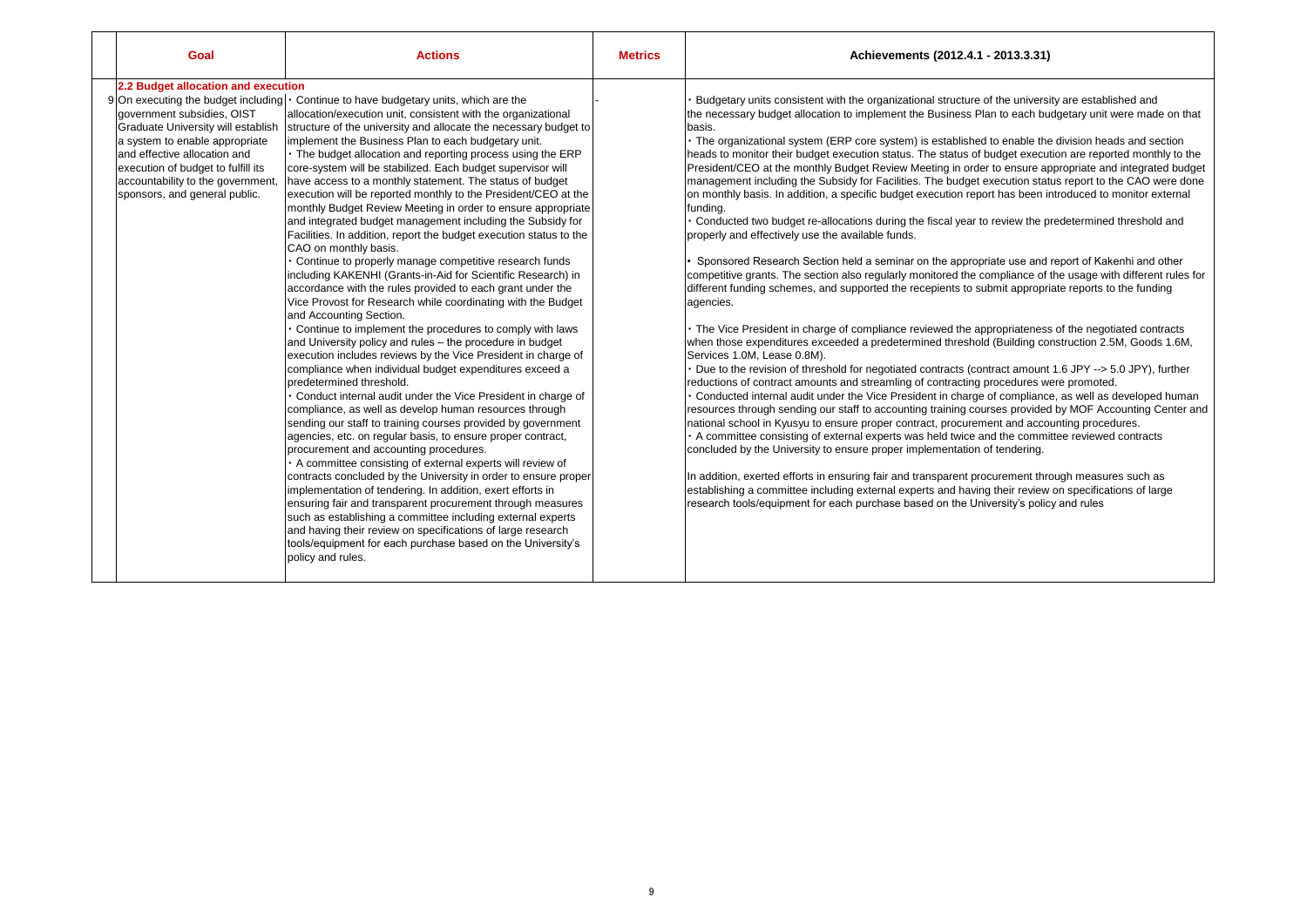| | Goal | Actions | Metrics | Achievements (2012.4.1 - 2013.3.31) |
|---|---|---|---|---|
| | **2.2 Budget allocation and execution** | | | |
| 9 | On executing the budget including government subsidies, OIST Graduate University will establish a system to enable appropriate and effective allocation and execution of budget to fulfill its accountability to the government, sponsors, and general public. | ・Continue to have budgetary units, which are the allocation/execution unit, consistent with the organizational structure of the university and allocate the necessary budget to implement the Business Plan to each budgetary unit.<br>・The budget allocation and reporting process using the ERP core-system will be stabilized. Each budget supervisor will have access to a monthly statement. The status of budget execution will be reported monthly to the President/CEO at the monthly Budget Review Meeting in order to ensure appropriate and integrated budget management including the Subsidy for Facilities. In addition, report the budget execution status to the CAO on monthly basis.<br>・Continue to properly manage competitive research funds including KAKENHI (Grants-in-Aid for Scientific Research) in accordance with the rules provided to each grant under the Vice Provost for Research while coordinating with the Budget and Accounting Section.<br>・Continue to implement the procedures to comply with laws and University policy and rules – the procedure in budget execution includes reviews by the Vice President in charge of compliance when individual budget expenditures exceed a predetermined threshold.<br>・Conduct internal audit under the Vice President in charge of compliance, as well as develop human resources through sending our staff to training courses provided by government agencies, etc. on regular basis, to ensure proper contract, procurement and accounting procedures.<br>・A committee consisting of external experts will review of contracts concluded by the University in order to ensure proper implementation of tendering. In addition, exert efforts in ensuring fair and transparent procurement through measures such as establishing a committee including external experts and having their review on specifications of large research tools/equipment for each purchase based on the University's policy and rules. | - | ・Budgetary units consistent with the organizational structure of the university are established and the necessary budget allocation to implement the Business Plan to each budgetary unit were made on that basis.<br>・The organizational system (ERP core system) is established to enable the division heads and section heads to monitor their budget execution status. The status of budget execution are reported monthly to the President/CEO at the monthly Budget Review Meeting in order to ensure appropriate and integrated budget management including the Subsidy for Facilities. The budget execution status report to the CAO were done on monthly basis. In addition, a specific budget execution report has been introduced to monitor external funding.<br>・Conducted two budget re-allocations during the fiscal year to review the predetermined threshold and properly and effectively use the available funds.<br><br>・Sponsored Research Section held a seminar on the appropriate use and report of Kakenhi and other competitive grants. The section also regularly monitored the compliance of the usage with different rules for different funding schemes, and supported the recepients to submit appropriate reports to the funding agencies.<br><br>・The Vice President in charge of compliance reviewed the appropriateness of the negotiated contracts when those expenditures exceeded a predetermined threshold (Building construction 2.5M, Goods 1.6M, Services 1.0M, Lease 0.8M).<br>・Due to the revision of threshold for negotiated contracts (contract amount 1.6 JPY --> 5.0 JPY), further reductions of contract amounts and streamling of contracting procedures were promoted.<br>・Conducted internal audit under the Vice President in charge of compliance, as well as developed human resources through sending our staff to accounting training courses provided by MOF Accounting Center and national school in Kyusyu to ensure proper contract, procurement and accounting procedures.<br>・A committee consisting of external experts was held twice and the committee reviewed contracts concluded by the University to ensure proper implementation of tendering.<br><br>In addition, exerted efforts in ensuring fair and transparent procurement through measures such as establishing a committee including external experts and having their review on specifications of large research tools/equipment for each purchase based on the University's policy and rules |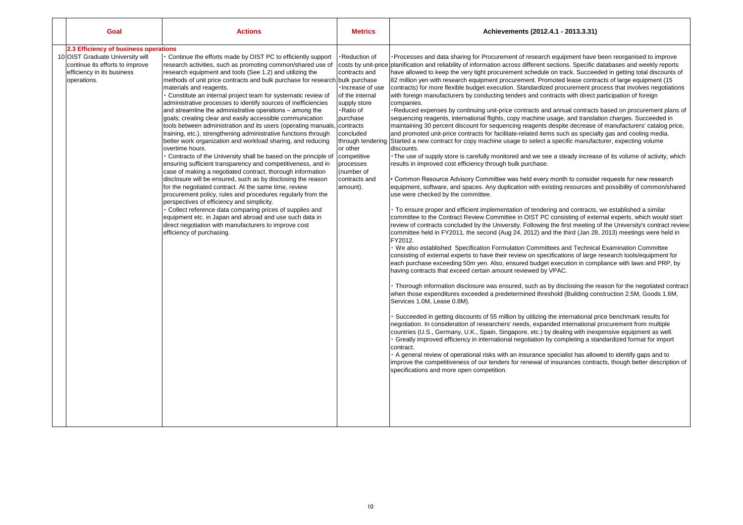| | Goal | Actions | Metrics | Achievements (2012.4.1 - 2013.3.31) |
|---|---|---|---|---|
| | **2.3 Efficiency of business operations** | | | |
| 10 | OIST Graduate University will continue its efforts to improve efficiency in its business operations. | ・Continue the efforts made by OIST PC to efficiently support research activities, such as promoting common/shared use of research equipment and tools (See 1.2) and utilizing the methods of unit price contracts and bulk purchase for research materials and reagents.<br>・Constitute an internal project team for systematic review of administrative processes to identify sources of inefficiencies and streamline the administrative operations – among the goals; creating clear and easily accessible communication tools between administration and its users (operating manuals, training, etc.), strengthening administrative functions through better work organization and workload sharing, and reducing overtime hours.<br>・Contracts of the University shall be based on the principle of ensuring sufficient transparency and competitiveness, and in case of making a negotiated contract, thorough information disclosure will be ensured, such as by disclosing the reason for the negotiated contract. At the same time, review procurement policy, rules and procedures regularly from the perspectives of efficiency and simplicity.<br>・Collect reference data comparing prices of supplies and equipment etc. in Japan and abroad and use such data in direct negotiation with manufacturers to improve cost efficiency of purchasing. | ・Reduction of costs by unit-price contracts and bulk purchase<br>・Increase of use of the internal supply store<br>・Ratio of purchase contracts concluded through tendering or other competitive processes (number of contracts and amount). | ・Processes and data sharing for Procurement of research equipment have been reorganised to improve planification and reliability of information across different sections. Specific databases and weekly reports have allowed to keep the very tight procurement schedule on track. Succeeded in getting total discounts of 82 million yen with research equipment procurement. Promoted lease contracts of large equipment (15 contracts) for more flexible budget execution. Standardized procurement process that involves negotiations with foreign manufacturers by conducting tenders and contracts with direct participation of foreign companies.<br>・Reduced expenses by continuing unit-price contracts and annual contracts based on procurement plans of sequencing reagents, international flights, copy machine usage, and translation charges. Succeeded in maintaining 30 percent discount for sequencing reagents despite decrease of manufacturers' catalog price, and promoted unit-price contracts for facilitate-related items such as specialty gas and cooling media. Started a new contract for copy machine usage to select a specific manufacturer, expecting volume discounts.<br>・The use of supply store is carefully monitored and we see a steady increase of its volume of activity, which results in improved cost efficiency through bulk purchase.<br><br>• Common Resource Advisory Committee was held every month to consider requests for new research equipment, software, and spaces. Any duplication with existing resources and possibility of common/shared use were checked by the committee.<br><br>・To ensure proper and efficient implementation of tendering and contracts, we established a similar committee to the Contract Review Committee in OIST PC consisting of external experts, which would start review of contracts concluded by the University. Following the first meeting of the University's contract review committee held in FY2011, the second (Aug 24, 2012) and the third (Jan 28, 2013) meetings were held in FY2012.<br>・We also established Specification Formulation Committees and Technical Examination Committee consisting of external experts to have their review on specifications of large research tools/equipment for each purchase exceeding 50m yen. Also, ensured budget execution in compliance with laws and PRP, by having contracts that exceed certain amount reviewed by VPAC.<br><br>・Thorough information disclosure was ensured, such as by disclosing the reason for the negotiated contract when those expenditures exceeded a predetermined threshold (Building construction 2.5M, Goods 1.6M, Services 1.0M, Lease 0.8M).<br><br>・Succeeded in getting discounts of 55 million by utilizing the international price benchmark results for negotiation. In consideration of researchers' needs, expanded international procurement from multiple countries (U.S., Germany, U.K., Spain, Singapore, etc.) by dealing with inexpensive equipment as well.<br>・Greatly improved efficiency in international negotiation by completing a standardized format for import contract.<br>・A general review of operational risks with an insurance specialist has allowed to identify gaps and to improve the competitiveness of our tenders for renewal of insurances contracts, though better description of specifications and more open competition. |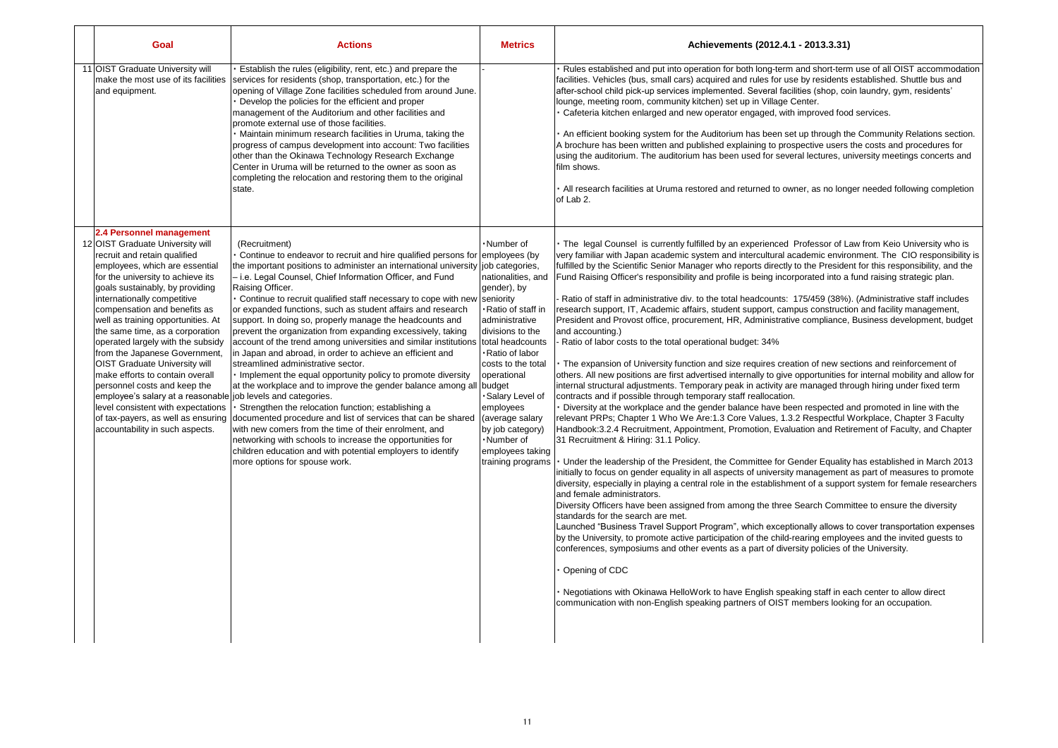| | Goal | Actions | Metrics | Achievements (2012.4.1 - 2013.3.31) |
|---|---|---|---|---|
| 11 | OIST Graduate University will make the most use of its facilities and equipment. | • Establish the rules (eligibility, rent, etc.) and prepare the services for residents (shop, transportation, etc.) for the opening of Village Zone facilities scheduled from around June.<br>• Develop the policies for the efficient and proper management of the Auditorium and other facilities and promote external use of those facilities.<br>• Maintain minimum research facilities in Uruma, taking the progress of campus development into account: Two facilities other than the Okinawa Technology Research Exchange Center in Uruma will be returned to the owner as soon as completing the relocation and restoring them to the original state. | - | • Rules established and put into operation for both long-term and short-term use of all OIST accommodation facilities. Vehicles (bus, small cars) acquired and rules for use by residents established. Shuttle bus and after-school child pick-up services implemented. Several facilities (shop, coin laundry, gym, residents' lounge, meeting room, community kitchen) set up in Village Center.<br>• Cafeteria kitchen enlarged and new operator engaged, with improved food services.<br><br>• An efficient booking system for the Auditorium has been set up through the Community Relations section. A brochure has been written and published explaining to prospective users the costs and procedures for using the auditorium. The auditorium has been used for several lectures, university meetings concerts and film shows.<br><br>• All research facilities at Uruma restored and returned to owner, as no longer needed following completion of Lab 2. |
| | **2.4 Personnel management** | | | |
| 12 | OIST Graduate University will recruit and retain qualified employees, which are essential for the university to achieve its goals sustainably, by providing internationally competitive compensation and benefits as well as training opportunities. At the same time, as a corporation operated largely with the subsidy from the Japanese Government, OIST Graduate University will make efforts to contain overall personnel costs and keep the employee's salary at a reasonable level consistent with expectations of tax-payers, as well as ensuring accountability in such aspects. | (Recruitment)<br>• Continue to endeavor to recruit and hire qualified persons for the important positions to administer an international university – i.e. Legal Counsel, Chief Information Officer, and Fund Raising Officer.<br>• Continue to recruit qualified staff necessary to cope with new or expanded functions, such as student affairs and research support. In doing so, properly manage the headcounts and prevent the organization from expanding excessively, taking account of the trend among universities and similar institutions in Japan and abroad, in order to achieve an efficient and streamlined administrative sector.<br>• Implement the equal opportunity policy to promote diversity at the workplace and to improve the gender balance among all job levels and categories.<br>• Strengthen the relocation function; establishing a documented procedure and list of services that can be shared with new comers from the time of their enrolment, and networking with schools to increase the opportunities for children education and with potential employers to identify more options for spouse work. | •Number of employees (by job categories, nationalities, and gender), by seniority<br>•Ratio of staff in administrative divisions to the total headcounts<br>•Ratio of labor costs to the total operational budget<br>•Salary Level of employees (average salary by job category)<br>•Number of employees taking training programs | • The legal Counsel is currently fulfilled by an experienced Professor of Law from Keio University who is very familiar with Japan academic system and intercultural academic environment. The CIO responsibility is fulfilled by the Scientific Senior Manager who reports directly to the President for this responsibility, and the Fund Raising Officer's responsibility and profile is being incorporated into a fund raising strategic plan.<br><br>- Ratio of staff in administrative div. to the total headcounts: 175/459 (38%). (Administrative staff includes research support, IT, Academic affairs, student support, campus construction and facility management, President and Provost office, procurement, HR, Administrative compliance, Business development, budget and accounting.)<br>- Ratio of labor costs to the total operational budget: 34%<br><br>• The expansion of University function and size requires creation of new sections and reinforcement of others. All new positions are first advertised internally to give opportunities for internal mobility and allow for internal structural adjustments. Temporary peak in activity are managed through hiring under fixed term contracts and if possible through temporary staff reallocation.<br>• Diversity at the workplace and the gender balance have been respected and promoted in line with the relevant PRPs; Chapter 1 Who We Are:1.3 Core Values, 1.3.2 Respectful Workplace, Chapter 3 Faculty Handbook:3.2.4 Recruitment, Appointment, Promotion, Evaluation and Retirement of Faculty, and Chapter 31 Recruitment & Hiring: 31.1 Policy.<br><br>• Under the leadership of the President, the Committee for Gender Equality has established in March 2013 initially to focus on gender equality in all aspects of university management as part of measures to promote diversity, especially in playing a central role in the establishment of a support system for female researchers and female administrators.<br>Diversity Officers have been assigned from among the three Search Committee to ensure the diversity standards for the search are met.<br>Launched "Business Travel Support Program", which exceptionally allows to cover transportation expenses by the University, to promote active participation of the child-rearing employees and the invited guests to conferences, symposiums and other events as a part of diversity policies of the University.<br><br>• Opening of CDC<br><br>• Negotiations with Okinawa HelloWork to have English speaking staff in each center to allow direct communication with non-English speaking partners of OIST members looking for an occupation. |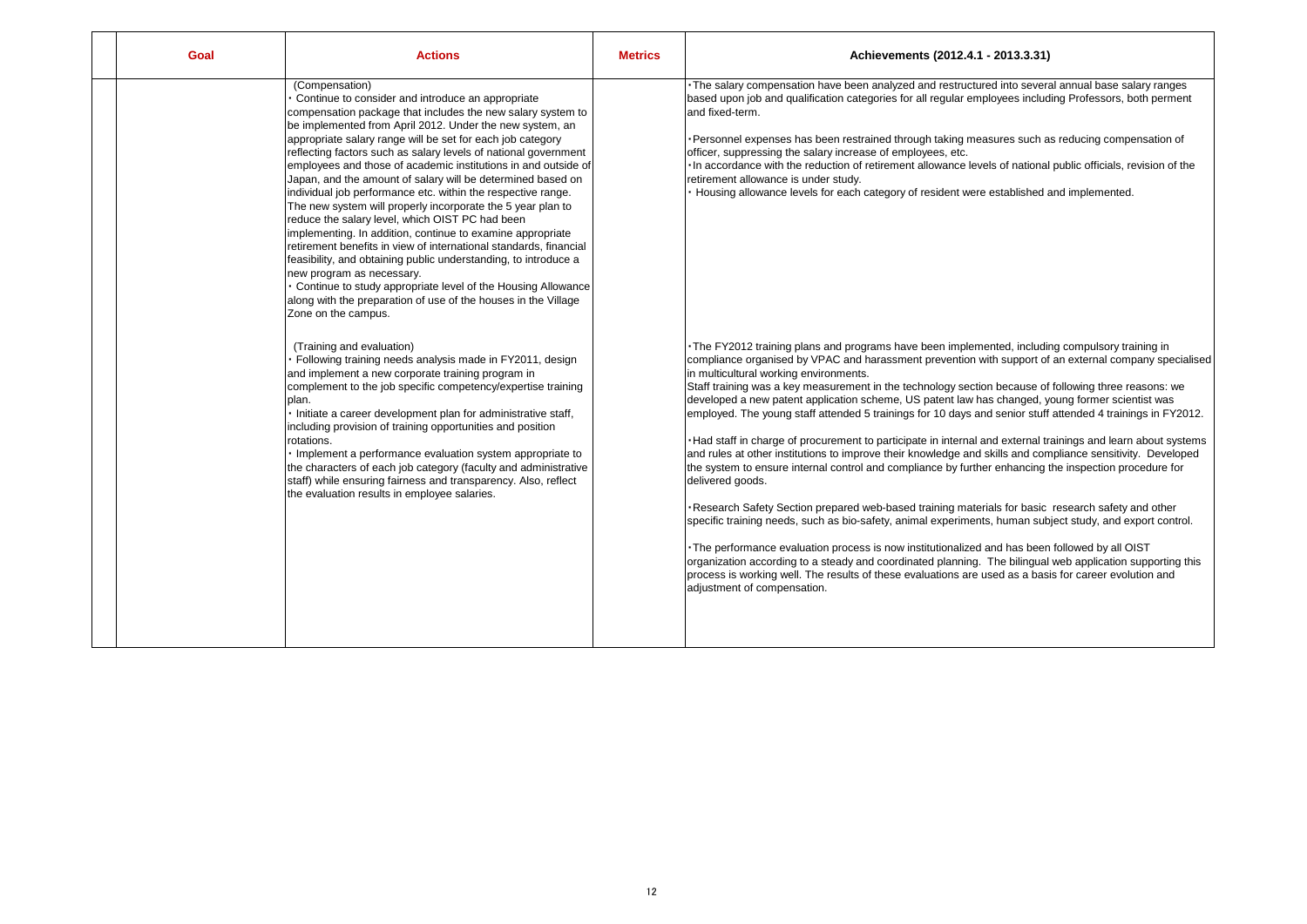| | Goal | Actions | Metrics | Achievements (2012.4.1 - 2013.3.31) |
|---|---|---|---|---|
| | | (Compensation)<br>・Continue to consider and introduce an appropriate compensation package that includes the new salary system to be implemented from April 2012. Under the new system, an appropriate salary range will be set for each job category reflecting factors such as salary levels of national government employees and those of academic institutions in and outside of Japan, and the amount of salary will be determined based on individual job performance etc. within the respective range. The new system will properly incorporate the 5 year plan to reduce the salary level, which OIST PC had been implementing. In addition, continue to examine appropriate retirement benefits in view of international standards, financial feasibility, and obtaining public understanding, to introduce a new program as necessary.<br>・Continue to study appropriate level of the Housing Allowance along with the preparation of use of the houses in the Village Zone on the campus.<br><br>(Training and evaluation)<br>・Following training needs analysis made in FY2011, design and implement a new corporate training program in complement to the job specific competency/expertise training plan.<br>・Initiate a career development plan for administrative staff, including provision of training opportunities and position rotations.<br>・Implement a performance evaluation system appropriate to the characters of each job category (faculty and administrative staff) while ensuring fairness and transparency. Also, reflect the evaluation results in employee salaries. | | ・The salary compensation have been analyzed and restructured into several annual base salary ranges based upon job and qualification categories for all regular employees including Professors, both perment and fixed-term.<br><br>・Personnel expenses has been restrained through taking measures such as reducing compensation of officer, suppressing the salary increase of employees, etc.<br>・In accordance with the reduction of retirement allowance levels of national public officials, revision of the retirement allowance is under study.<br>・Housing allowance levels for each category of resident were established and implemented.<br><br>・The FY2012 training plans and programs have been implemented, including compulsory training in compliance organised by VPAC and harassment prevention with support of an external company specialised in multicultural working environments.<br>Staff training was a key measurement in the technology section because of following three reasons: we developed a new patent application scheme, US patent law has changed, young former scientist was employed. The young staff attended 5 trainings for 10 days and senior stuff attended 4 trainings in FY2012.<br><br>・Had staff in charge of procurement to participate in internal and external trainings and learn about systems and rules at other institutions to improve their knowledge and skills and compliance sensitivity. Developed the system to ensure internal control and compliance by further enhancing the inspection procedure for delivered goods.<br><br>・Research Safety Section prepared web-based training materials for basic research safety and other specific training needs, such as bio-safety, animal experiments, human subject study, and export control.<br><br>・The performance evaluation process is now institutionalized and has been followed by all OIST organization according to a steady and coordinated planning. The bilingual web application supporting this process is working well. The results of these evaluations are used as a basis for career evolution and adjustment of compensation. |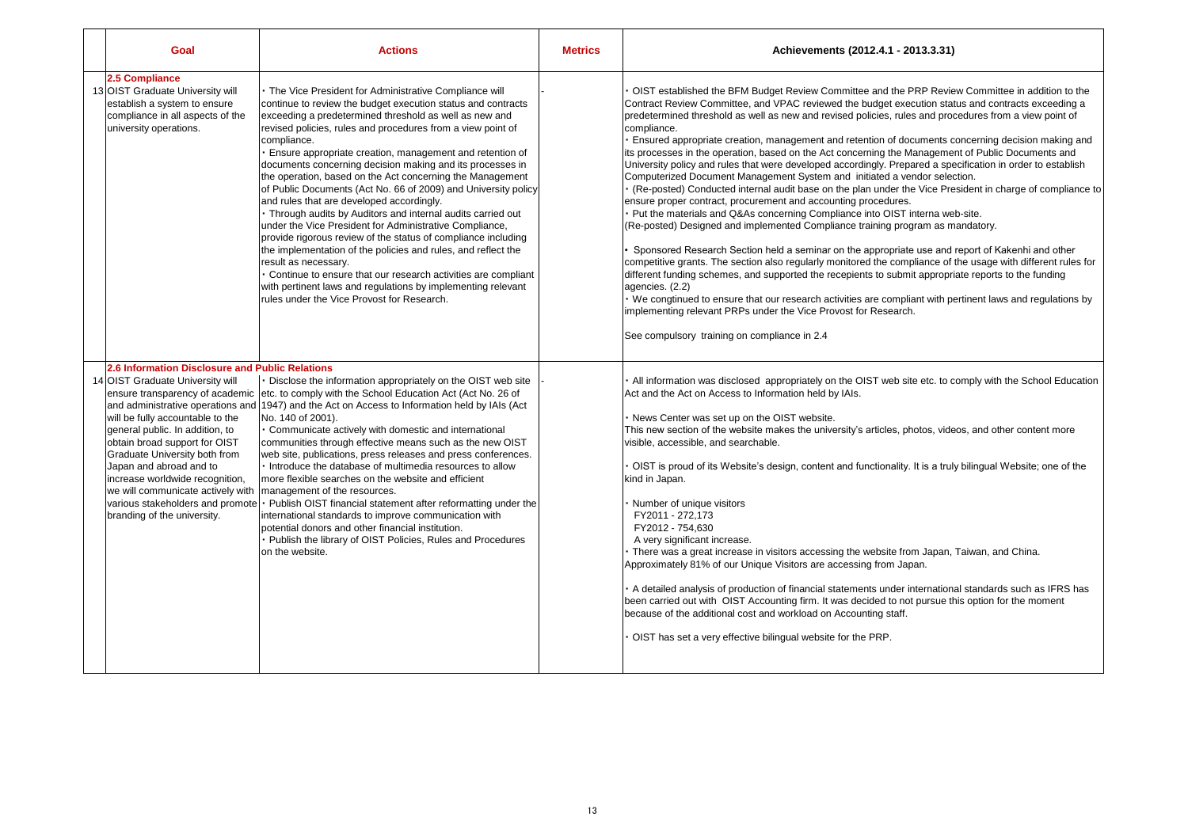| | Goal | Actions | Metrics | Achievements (2012.4.1 - 2013.3.31) |
|---|---|---|---|---|
| 13 | **2.5 Compliance**<br>OIST Graduate University will establish a system to ensure compliance in all aspects of the university operations. | ・The Vice President for Administrative Compliance will continue to review the budget execution status and contracts exceeding a predetermined threshold as well as new and revised policies, rules and procedures from a view point of compliance.<br>・Ensure appropriate creation, management and retention of documents concerning decision making and its processes in the operation, based on the Act concerning the Management of Public Documents (Act No. 66 of 2009) and University policy and rules that are developed accordingly.<br>・Through audits by Auditors and internal audits carried out under the Vice President for Administrative Compliance, provide rigorous review of the status of compliance including the implementation of the policies and rules, and reflect the result as necessary.<br>・Continue to ensure that our research activities are compliant with pertinent laws and regulations by implementing relevant rules under the Vice Provost for Research. | - | ・OIST established the BFM Budget Review Committee and the PRP Review Committee in addition to the Contract Review Committee, and VPAC reviewed the budget execution status and contracts exceeding a predetermined threshold as well as new and revised policies, rules and procedures from a view point of compliance.<br>・Ensured appropriate creation, management and retention of documents concerning decision making and its processes in the operation, based on the Act concerning the Management of Public Documents and University policy and rules that were developed accordingly. Prepared a specification in order to establish Computerized Document Management System and initiated a vendor selection.<br>・(Re-posted) Conducted internal audit base on the plan under the Vice President in charge of compliance to ensure proper contract, procurement and accounting procedures.<br>・Put the materials and Q&As concerning Compliance into OIST interna web-site.<br>(Re-posted) Designed and implemented Compliance training program as mandatory.<br><br>・Sponsored Research Section held a seminar on the appropriate use and report of Kakenhi and other competitive grants. The section also regularly monitored the compliance of the usage with different rules for different funding schemes, and supported the recipients to submit appropriate reports to the funding agencies. (2.2)<br>・We congtinued to ensure that our research activities are compliant with pertinent laws and regulations by implementing relevant PRPs under the Vice Provost for Research.<br><br>See compulsory training on compliance in 2.4 |
| 14 | **2.6 Information Disclosure and Public Relations**<br>OIST Graduate University will ensure transparency of academic and administrative operations and will be fully accountable to the general public. In addition, to obtain broad support for OIST Graduate University both from Japan and abroad and to increase worldwide recognition, we will communicate actively with various stakeholders and promote branding of the university. | ・Disclose the information appropriately on the OIST web site etc. to comply with the School Education Act (Act No. 26 of 1947) and the Act on Access to Information held by IAIs (Act No. 140 of 2001).<br>・Communicate actively with domestic and international communities through effective means such as the new OIST web site, publications, press releases and press conferences.<br>・Introduce the database of multimedia resources to allow more flexible searches on the website and efficient management of the resources.<br>・Publish OIST financial statement after reformatting under the international standards to improve communication with potential donors and other financial institution.<br>・Publish the library of OIST Policies, Rules and Procedures on the website. | - | ・All information was disclosed appropriately on the OIST web site etc. to comply with the School Education Act and the Act on Access to Information held by IAIs.<br><br>・News Center was set up on the OIST website.<br>This new section of the website makes the university's articles, photos, videos, and other content more visible, accessible, and searchable.<br><br>・OIST is proud of its Website's design, content and functionality. It is a truly bilingual Website; one of the kind in Japan.<br><br>・Number of unique visitors<br>FY2011 - 272,173<br>FY2012 - 754,630<br>A very significant increase.<br>・There was a great increase in visitors accessing the website from Japan, Taiwan, and China. Approximately 81% of our Unique Visitors are accessing from Japan.<br><br>・A detailed analysis of production of financial statements under international standards such as IFRS has been carried out with OIST Accounting firm. It was decided to not pursue this option for the moment because of the additional cost and workload on Accounting staff.<br><br>・OIST has set a very effective bilingual website for the PRP. |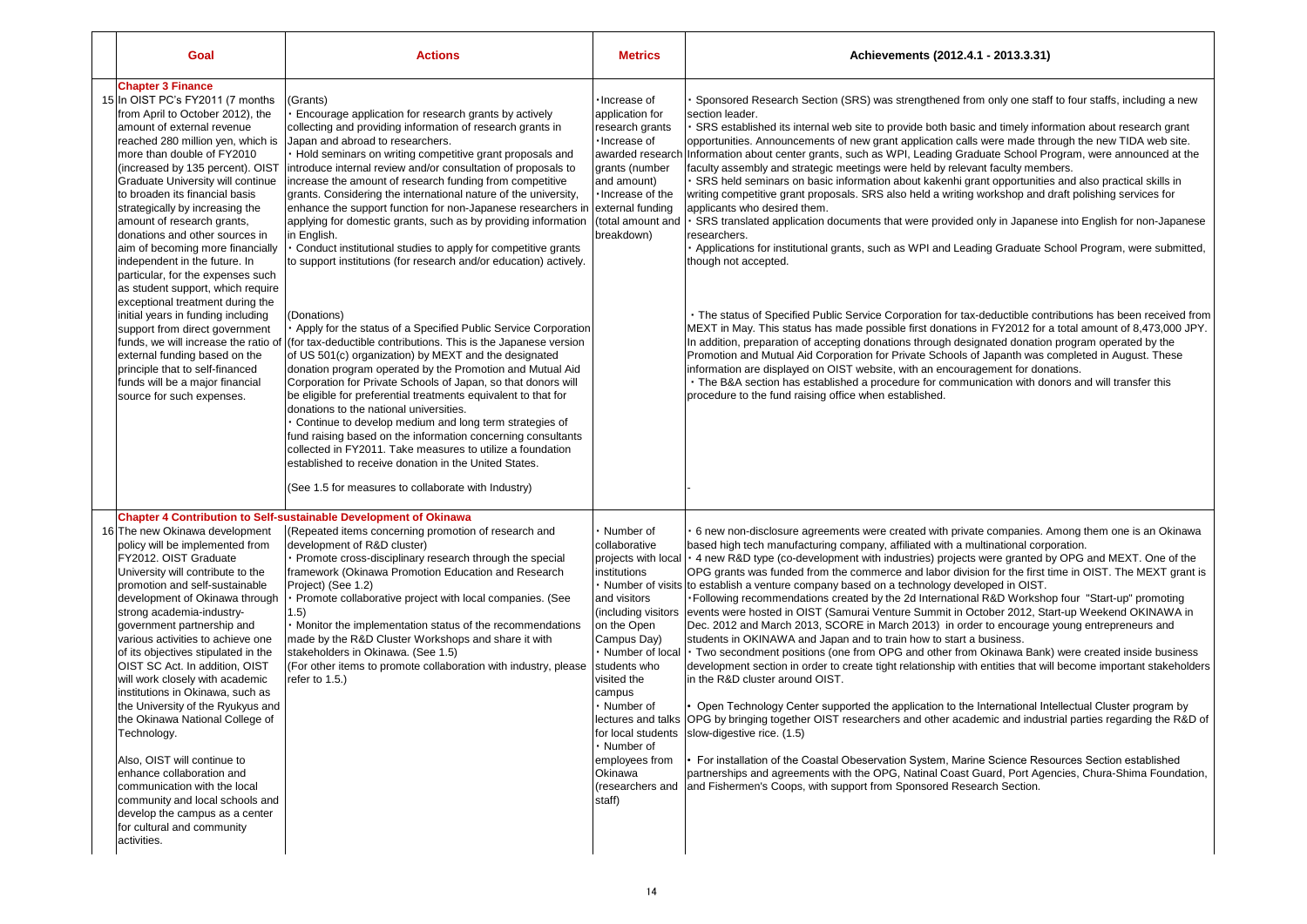| | Goal | Actions | Metrics | Achievements (2012.4.1 - 2013.3.31) |
|---|---|---|---|---|
| | **Chapter 3 Finance** | | | |
| 15 | In OIST PC's FY2011 (7 months from April to October 2012), the amount of external revenue reached 280 million yen, which is more than double of FY2010 (increased by 135 percent). OIST Graduate University will continue to broaden its financial basis strategically by increasing the amount of research grants, donations and other sources in aim of becoming more financially independent in the future. In particular, for the expenses such as student support, which require exceptional treatment during the initial years in funding including support from direct government funds, we will increase the ratio of external funding based on the principle that to self-financed funds will be a major financial source for such expenses. | (Grants)<br>・Encourage application for research grants by actively collecting and providing information of research grants in Japan and abroad to researchers.<br>・Hold seminars on writing competitive grant proposals and introduce internal review and/or consultation of proposals to increase the amount of research funding from competitive grants. Considering the international nature of the university, enhance the support function for non-Japanese researchers in applying for domestic grants, such as by providing information in English.<br>・Conduct institutional studies to apply for competitive grants to support institutions (for research and/or education) actively.<br><br>(Donations)<br>・Apply for the status of a Specified Public Service Corporation (for tax-deductible contributions. This is the Japanese version of US 501(c) organization) by MEXT and the designated donation program operated by the Promotion and Mutual Aid Corporation for Private Schools of Japan, so that donors will be eligible for preferential treatments equivalent to that for donations to the national universities.<br>・Continue to develop medium and long term strategies of fund raising based on the information concerning consultants collected in FY2011. Take measures to utilize a foundation established to receive donation in the United States.<br><br>(See 1.5 for measures to collaborate with Industry) | ・Increase of application for research grants<br>・Increase of awarded research grants (number and amount)<br>・Increase of the external funding (total amount and breakdown) | ・Sponsored Research Section (SRS) was strengthened from only one staff to four staffs, including a new section leader.<br>・SRS established its internal web site to provide both basic and timely information about research grant opportunities. Announcements of new grant application calls were made through the new TIDA web site. Information about center grants, such as WPI, Leading Graduate School Program, were announced at the faculty assembly and strategic meetings were held by relevant faculty members.<br>・SRS held seminars on basic information about kakenhi grant opportunities and also practical skills in writing competitive grant proposals. SRS also held a writing workshop and draft polishing services for applicants who desired them.<br>・SRS translated application documents that were provided only in Japanese into English for non-Japanese researchers.<br>・Applications for institutional grants, such as WPI and Leading Graduate School Program, were submitted, though not accepted.<br><br>・The status of Specified Public Service Corporation for tax-deductible contributions has been received from MEXT in May. This status has made possible first donations in FY2012 for a total amount of 8,473,000 JPY. In addition, preparation of accepting donations through designated donation program operated by the Promotion and Mutual Aid Corporation for Private Schools of Japanth was completed in August. These information are displayed on OIST website, with an encouragement for donations.<br>・The B&A section has established a procedure for communication with donors and will transfer this procedure to the fund raising office when established.<br><br>- |
| | **Chapter 4 Contribution to Self-sustainable Development of Okinawa** | | | |
| 16 | The new Okinawa development policy will be implemented from FY2012. OIST Graduate University will contribute to the promotion and self-sustainable development of Okinawa through strong academia-industry-government partnership and various activities to achieve one of its objectives stipulated in the OIST SC Act. In addition, OIST will work closely with academic institutions in Okinawa, such as the University of the Ryukyus and the Okinawa National College of Technology.<br><br>Also, OIST will continue to enhance collaboration and communication with the local community and local schools and develop the campus as a center for cultural and community activities. | (Repeated items concerning promotion of research and development of R&D cluster)<br>・Promote cross-disciplinary research through the special framework (Okinawa Promotion Education and Research Project) (See 1.2)<br>・Promote collaborative project with local companies. (See 1.5)<br>・Monitor the implementation status of the recommendations made by the R&D Cluster Workshops and share it with stakeholders in Okinawa. (See 1.5)<br>(For other items to promote collaboration with industry, please refer to 1.5.) | ・Number of collaborative projects with local institutions<br>・Number of visits and visitors (including visitors on the Open Campus Day)<br>・Number of local students who visited the campus<br>・Number of lectures and talks for local students<br>・Number of employees from Okinawa (researchers and staff) | ・6 new non-disclosure agreements were created with private companies. Among them one is an Okinawa based high tech manufacturing company, affiliated with a multinational corporation.<br>・4 new R&D type (co-development with industries) projects were granted by OPG and MEXT. One of the OPG grants was funded from the commerce and labor division for the first time in OIST. The MEXT grant is to establish a venture company based on a technology developed in OIST.<br>・Following recommendations created by the 2d International R&D Workshop four "Start-up" promoting events were hosted in OIST (Samurai Venture Summit in October 2012, Start-up Weekend OKINAWA in Dec. 2012 and March 2013, SCORE in March 2013) in order to encourage young entrepreneurs and students in OKINAWA and Japan and to train how to start a business.<br>・Two secondment positions (one from OPG and other from Okinawa Bank) were created inside business development section in order to create tight relationship with entities that will become important stakeholders in the R&D cluster around OIST.<br><br>・Open Technology Center supported the application to the International Intellectual Cluster program by OPG by bringing together OIST researchers and other academic and industrial parties regarding the R&D of slow-digestive rice. (1.5)<br><br>・For installation of the Coastal Obeservation System, Marine Science Resources Section established partnerships and agreements with the OPG, Natinal Coast Guard, Port Agencies, Chura-Shima Foundation, and Fishermen's Coops, with support from Sponsored Research Section. |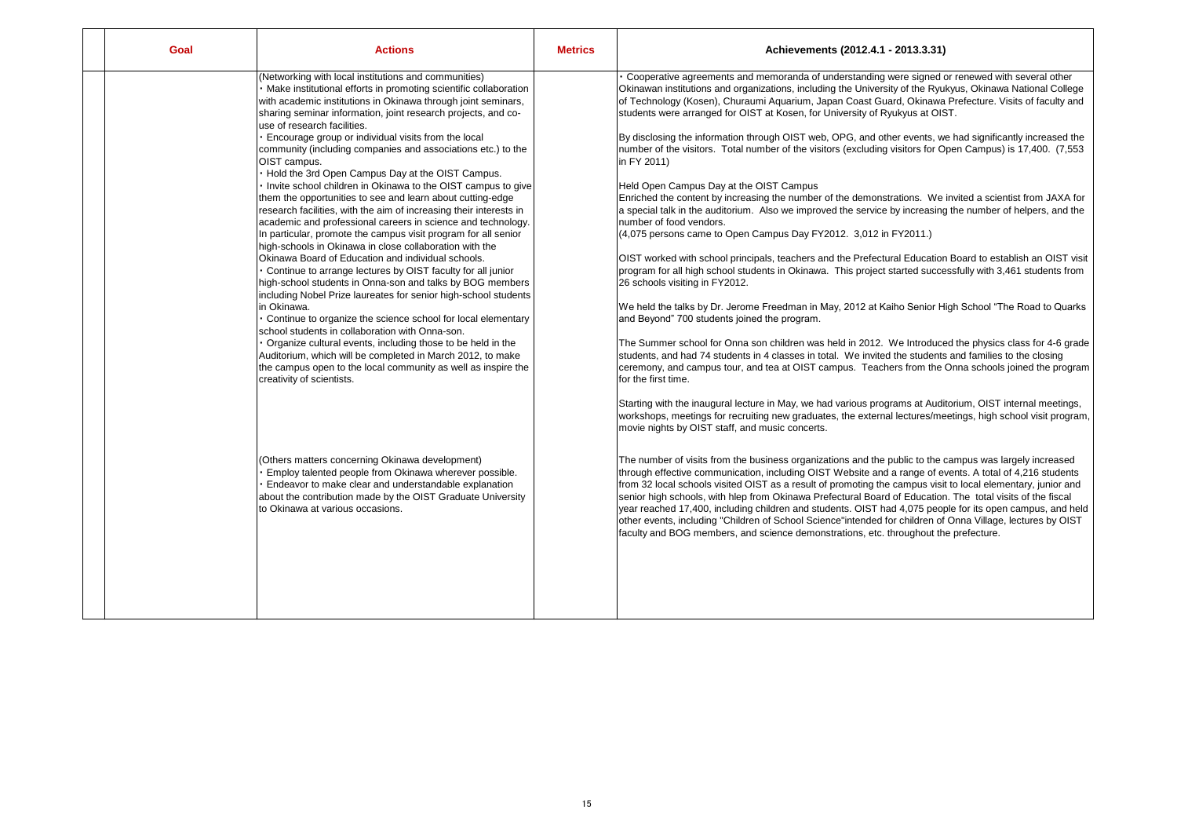|  | Goal | Actions | Metrics | Achievements (2012.4.1 - 2013.3.31) |
|---|---|---|---|---|
|  |  | (Networking with local institutions and communities)<br>・Make institutional efforts in promoting scientific collaboration with academic institutions in Okinawa through joint seminars, sharing seminar information, joint research projects, and co-use of research facilities.<br>・Encourage group or individual visits from the local community (including companies and associations etc.) to the OIST campus.<br>・Hold the 3rd Open Campus Day at the OIST Campus.<br>・Invite school children in Okinawa to the OIST campus to give them the opportunities to see and learn about cutting-edge research facilities, with the aim of increasing their interests in academic and professional careers in science and technology. In particular, promote the campus visit program for all senior high-schools in Okinawa in close collaboration with the Okinawa Board of Education and individual schools.<br>・Continue to arrange lectures by OIST faculty for all junior high-school students in Onna-son and talks by BOG members including Nobel Prize laureates for senior high-school students in Okinawa.<br>・Continue to organize the science school for local elementary school students in collaboration with Onna-son.<br>・Organize cultural events, including those to be held in the Auditorium, which will be completed in March 2012, to make the campus open to the local community as well as inspire the creativity of scientists. |  | ・Cooperative agreements and memoranda of understanding were signed or renewed with several other Okinawan institutions and organizations, including the University of the Ryukyus, Okinawa National College of Technology (Kosen), Churaumi Aquarium, Japan Coast Guard, Okinawa Prefecture. Visits of faculty and students were arranged for OIST at Kosen, for University of Ryukyus at OIST.<br><br>By disclosing the information through OIST web, OPG, and other events, we had significantly increased the number of the visitors. Total number of the visitors (excluding visitors for Open Campus) is 17,400. (7,553 in FY 2011)<br><br>Held Open Campus Day at the OIST Campus<br>Enriched the content by increasing the number of the demonstrations. We invited a scientist from JAXA for a special talk in the auditorium. Also we improved the service by increasing the number of helpers, and the number of food vendors.<br>(4,075 persons came to Open Campus Day FY2012. 3,012 in FY2011.)<br><br>OIST worked with school principals, teachers and the Prefectural Education Board to establish an OIST visit program for all high school students in Okinawa. This project started successfully with 3,461 students from 26 schools visiting in FY2012.<br><br>We held the talks by Dr. Jerome Freedman in May, 2012 at Kaiho Senior High School "The Road to Quarks and Beyond" 700 students joined the program.<br><br>The Summer school for Onna son children was held in 2012. We Introduced the physics class for 4-6 grade students, and had 74 students in 4 classes in total. We invited the students and families to the closing ceremony, and campus tour, and tea at OIST campus. Teachers from the Onna schools joined the program for the first time.<br><br>Starting with the inaugural lecture in May, we had various programs at Auditorium, OIST internal meetings, workshops, meetings for recruiting new graduates, the external lectures/meetings, high school visit program, movie nights by OIST staff, and music concerts. |
|  |  | (Others matters concerning Okinawa development)<br>・Employ talented people from Okinawa wherever possible.<br>・Endeavor to make clear and understandable explanation about the contribution made by the OIST Graduate University to Okinawa at various occasions. |  | The number of visits from the business organizations and the public to the campus was largely increased through effective communication, including OIST Website and a range of events. A total of 4,216 students from 32 local schools visited OIST as a result of promoting the campus visit to local elementary, junior and senior high schools, with hlep from Okinawa Prefectural Board of Education. The total visits of the fiscal year reached 17,400, including children and students. OIST had 4,075 people for its open campus, and held other events, including "Children of School Science"intended for children of Onna Village, lectures by OIST faculty and BOG members, and science demonstrations, etc. throughout the prefecture. |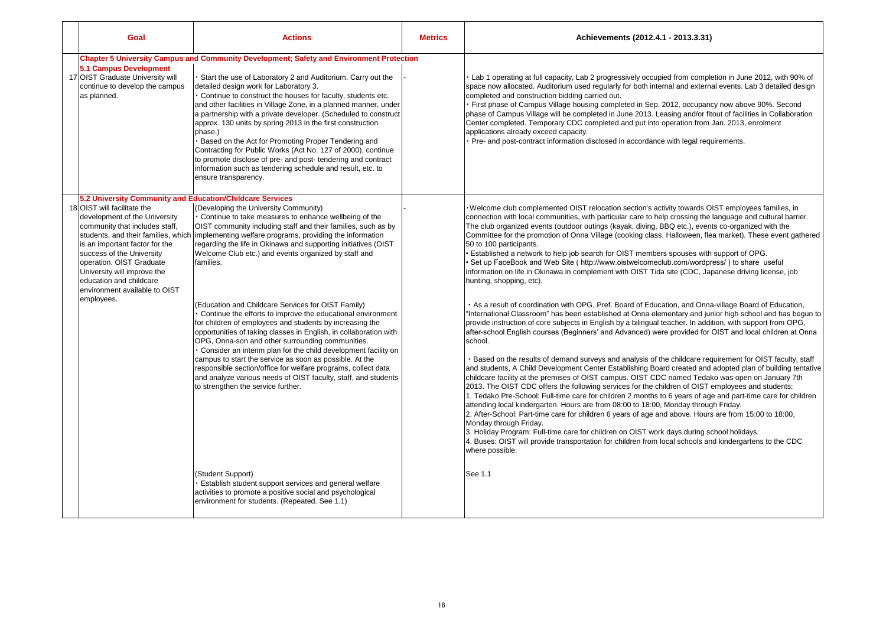| | Goal | Actions | Metrics | Achievements (2012.4.1 - 2013.3.31) |
|---|---|---|---|---|
| | **Chapter 5 University Campus and Community Development; Safety and Environment Protection** | | | |
| | **5.1 Campus Development** | | | |
| 17 | OIST Graduate University will continue to develop the campus as planned. | ・Start the use of Laboratory 2 and Auditorium. Carry out the detailed design work for Laboratory 3.<br>・Continue to construct the houses for faculty, students etc. and other facilities in Village Zone, in a planned manner, under a partnership with a private developer. (Scheduled to construct approx. 130 units by spring 2013 in the first construction phase.)<br>・Based on the Act for Promoting Proper Tendering and Contracting for Public Works (Act No. 127 of 2000), continue to promote disclose of pre- and post- tendering and contract information such as tendering schedule and result, etc. to ensure transparency. | - | ・Lab 1 operating at full capacity, Lab 2 progressively occupied from completion in June 2012, with 90% of space now allocated. Auditorium used regularly for both internal and external events. Lab 3 detailed design completed and construction bidding carried out.<br>・First phase of Campus Village housing completed in Sep. 2012, occupancy now above 90%. Second phase of Campus Village will be completed in June 2013. Leasing and/or fitout of facilities in Collaboration Center completed. Temporary CDC completed and put into operation from Jan. 2013, enrolment applications already exceed capacity.<br>・Pre- and post-contract information disclosed in accordance with legal requirements. |
| | **5.2 University Community and Education/Childcare Services** | | | |
| 18 | OIST will facilitate the development of the University community that includes staff, students, and their families, which is an important factor for the success of the University operation. OIST Graduate University will improve the education and childcare environment available to OIST employees. | (Developing the University Community)<br>・Continue to take measures to enhance wellbeing of the OIST community including staff and their families, such as by implementing welfare programs, providing the information regarding the life in Okinawa and supporting initiatives (OIST Welcome Club etc.) and events organized by staff and families. | - | ・Welcome club complemented OIST relocation section's activity towards OIST employees families, in connection with local communities, with particular care to help crossing the language and cultural barrier. The club organized events (outdoor outings (kayak, diving, BBQ etc.), events co-organized with the Committee for the promotion of Onna Village (cooking class, Halloween, flea market). These event gathered 50 to 100 participants.<br>• Established a network to help job search for OIST members spouses with support of OPG.<br>• Set up FaceBook and Web Site ( http://www.oistwelcomeclub.com/wordpress/ ) to share useful information on life in Okinawa in complement with OIST Tida site (CDC, Japanese driving license, job hunting, shopping, etc). |
| | | (Education and Childcare Services for OIST Family)<br>・Continue the efforts to improve the educational environment for children of employees and students by increasing the opportunities of taking classes in English, in collaboration with OPG, Onna-son and other surrounding communities.<br>・Consider an interim plan for the child development facility on campus to start the service as soon as possible. At the responsible section/office for welfare programs, collect data and analyze various needs of OIST faculty, staff, and students to strengthen the service further. | | ・As a result of coordination with OPG, Pref. Board of Education, and Onna-village Board of Education, "International Classroom" has been established at Onna elementary and junior high school and has begun to provide instruction of core subjects in English by a bilingual teacher. In addition, with support from OPG, after-school English courses (Beginners' and Advanced) were provided for OIST and local children at Onna school.<br><br>・Based on the results of demand surveys and analysis of the childcare requirement for OIST faculty, staff and students, A Child Development Center Establishing Board created and adopted plan of building tentative childcare facility at the premises of OIST campus. OIST CDC named Tedako was open on January 7th 2013. The OIST CDC offers the following services for the children of OIST employees and students:<br>1. Tedako Pre-School: Full-time care for children 2 months to 6 years of age and part-time care for children attending local kindergarten. Hours are from 08:00 to 18:00, Monday through Friday.<br>2. After-School: Part-time care for children 6 years of age and above. Hours are from 15:00 to 18:00, Monday through Friday.<br>3. Holiday Program: Full-time care for children on OIST work days during school holidays.<br>4. Buses: OIST will provide transportation for children from local schools and kindergartens to the CDC where possible. |
| | | (Student Support)<br>・Establish student support services and general welfare activities to promote a positive social and psychological environment for students. (Repeated. See 1.1) | | See 1.1 |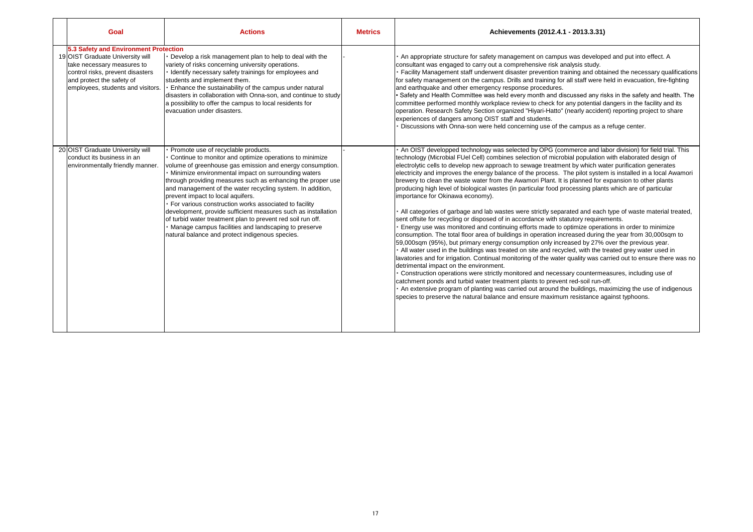| | Goal | Actions | Metrics | Achievements (2012.4.1 - 2013.3.31) |
|---|---|---|---|---|
| | **5.3 Safety and Environment Protection** | | | |
| 19 | OIST Graduate University will take necessary measures to control risks, prevent disasters and protect the safety of employees, students and visitors. | ・Develop a risk management plan to help to deal with the variety of risks concerning university operations.<br>・Identify necessary safety trainings for employees and students and implement them.<br>・Enhance the sustainability of the campus under natural disasters in collaboration with Onna-son, and continue to study a possibility to offer the campus to local residents for evacuation under disasters. | - | ・An appropriate structure for safety management on campus was developed and put into effect. A consultant was engaged to carry out a comprehensive risk analysis study.<br>・Facility Management staff underwent disaster prevention training and obtained the necessary qualifications for safety management on the campus. Drills and training for all staff were held in evacuation, fire-fighting and earthquake and other emergency response procedures.<br>• Safety and Health Committee was held every month and discussed any risks in the safety and health. The committee performed monthly workplace review to check for any potential dangers in the facility and its operation. Research Safety Section organized "Hiyari-Hatto" (nearly accident) reporting project to share experiences of dangers among OIST staff and students.<br>・Discussions with Onna-son were held concerning use of the campus as a refuge center. |
| 20 | OIST Graduate University will conduct its business in an environmentally friendly manner. | ・Promote use of recyclable products.<br>・Continue to monitor and optimize operations to minimize volume of greenhouse gas emission and energy consumption.<br>・Minimize environmental impact on surrounding waters through providing measures such as enhancing the proper use and management of the water recycling system. In addition, prevent impact to local aquifers.<br>・For various construction works associated to facility development, provide sufficient measures such as installation of turbid water treatment plan to prevent red soil run off.<br>・Manage campus facilities and landscaping to preserve natural balance and protect indigenous species. | - | ・An OIST developped technology was selected by OPG (commerce and labor division) for field trial. This technology (Microbial FUel Cell) combines selection of microbial population with elaborated design of electrolytic cells to develop new approach to sewage treatment by which water purification generates electricity and improves the energy balance of the process. The pilot system is installed in a local Awamori brewery to clean the waste water from the Awamori Plant. It is planned for expansion to other plants producing high level of biological wastes (in particular food processing plants which are of particular importance for Okinawa economy).<br><br>・All categories of garbage and lab wastes were strictly separated and each type of waste material treated, sent offsite for recycling or disposed of in accordance with statutory requirements.<br>・Energy use was monitored and continuing efforts made to optimize operations in order to minimize consumption. The total floor area of buildings in operation increased during the year from 30,000sqm to 59,000sqm (95%), but primary energy consumption only increased by 27% over the previous year.<br>・All water used in the buildings was treated on site and recycled, with the treated grey water used in lavatories and for irrigation. Continual monitoring of the water quality was carried out to ensure there was no detrimental impact on the environment.<br>・Construction operations were strictly monitored and necessary countermeasures, including use of catchment ponds and turbid water treatment plants to prevent red-soil run-off.<br>・An extensive program of planting was carried out around the buildings, maximizing the use of indigenous species to preserve the natural balance and ensure maximum resistance against typhoons. |